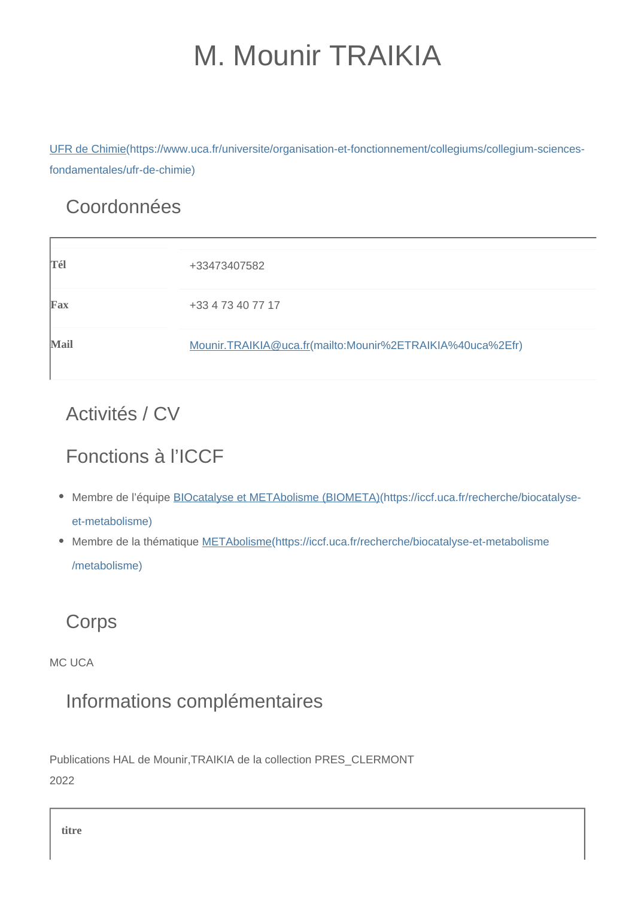# M. Mounir TRAIKIA

[UFR de Chimie](https://www.uca.fr/universite/organisation-et-fonctionnement/collegiums/collegium-sciences-fondamentales/ufr-de-chimie)

## Coordonnées

| | |
|---|---|
| **Tél** | +33473407582 |
| **Fax** | +33 4 73 40 77 17 |
| **Mail** | [Mounir.TRAIKIA@uca.fr](mailto:Mounir%2ETRAIKIA%40uca%2Efr) |

## Activités / CV

## Fonctions à l'ICCF

- Membre de l'équipe [BIOcatalyse et METAbolisme (BIOMETA)](https://iccf.uca.fr/recherche/biocatalyse-et-metabolisme)
- Membre de la thématique [METAbolisme](https://iccf.uca.fr/recherche/biocatalyse-et-metabolisme/metabolisme)

## Corps

MC UCA

## Informations complémentaires

Publications HAL de Mounir,TRAIKIA de la collection PRES_CLERMONT

2022

| titre |
|---|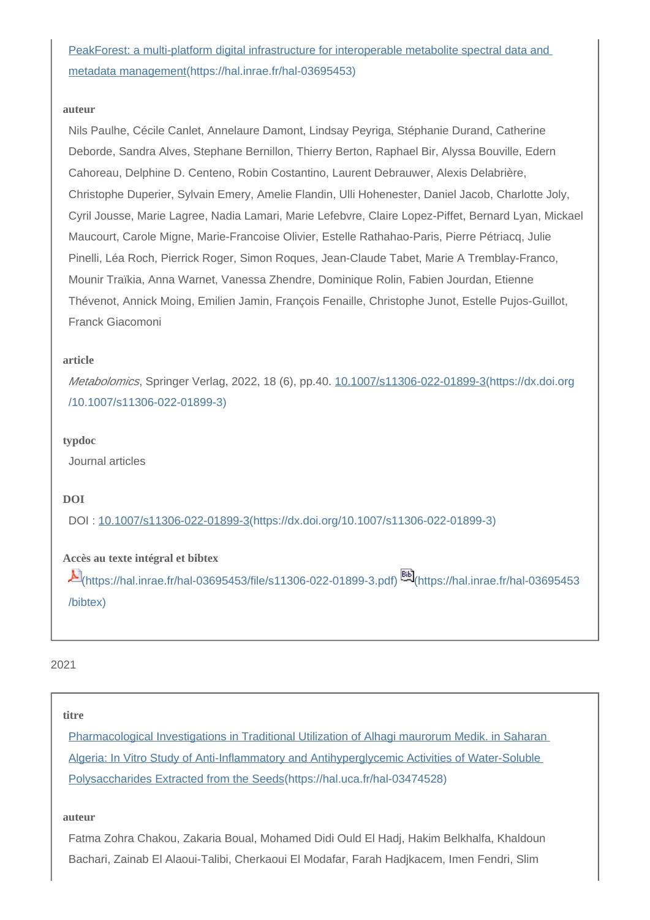[PeakForest: a multi-platform digital infrastructure for interoperable metabolite spectral data and metadata management](https://hal.inrae.fr/hal-03695453)(https://hal.inrae.fr/hal-03695453)

**auteur**

Nils Paulhe, Cécile Canlet, Annelaure Damont, Lindsay Peyriga, Stéphanie Durand, Catherine Deborde, Sandra Alves, Stephane Bernillon, Thierry Berton, Raphael Bir, Alyssa Bouville, Edern Cahoreau, Delphine D. Centeno, Robin Costantino, Laurent Debrauwer, Alexis Delabrière, Christophe Duperier, Sylvain Emery, Amelie Flandin, Ulli Hohenester, Daniel Jacob, Charlotte Joly, Cyril Jousse, Marie Lagree, Nadia Lamari, Marie Lefebvre, Claire Lopez-Piffet, Bernard Lyan, Mickael Maucourt, Carole Migne, Marie-Francoise Olivier, Estelle Rathahao-Paris, Pierre Pétriacq, Julie Pinelli, Léa Roch, Pierrick Roger, Simon Roques, Jean-Claude Tabet, Marie A Tremblay-Franco, Mounir Traïkia, Anna Warnet, Vanessa Zhendre, Dominique Rolin, Fabien Jourdan, Etienne Thévenot, Annick Moing, Emilien Jamin, François Fenaille, Christophe Junot, Estelle Pujos-Guillot, Franck Giacomoni

**article**

*Metabolomics*, Springer Verlag, 2022, 18 (6), pp.40. [10.1007/s11306-022-01899-3](https://dx.doi.org/10.1007/s11306-022-01899-3)(https://dx.doi.org/10.1007/s11306-022-01899-3)

**typdoc**

Journal articles

**DOI**

DOI : [10.1007/s11306-022-01899-3](https://dx.doi.org/10.1007/s11306-022-01899-3)(https://dx.doi.org/10.1007/s11306-022-01899-3)

**Accès au texte intégral et bibtex**

(https://hal.inrae.fr/hal-03695453/file/s11306-022-01899-3.pdf) (https://hal.inrae.fr/hal-03695453/bibtex)

2021

**titre**

[Pharmacological Investigations in Traditional Utilization of Alhagi maurorum Medik. in Saharan Algeria: In Vitro Study of Anti-Inflammatory and Antihyperglycemic Activities of Water-Soluble Polysaccharides Extracted from the Seeds](https://hal.uca.fr/hal-03474528)(https://hal.uca.fr/hal-03474528)

**auteur**

Fatma Zohra Chakou, Zakaria Boual, Mohamed Didi Ould El Hadj, Hakim Belkhalfa, Khaldoun Bachari, Zainab El Alaoui-Talibi, Cherkaoui El Modafar, Farah Hadjkacem, Imen Fendri, Slim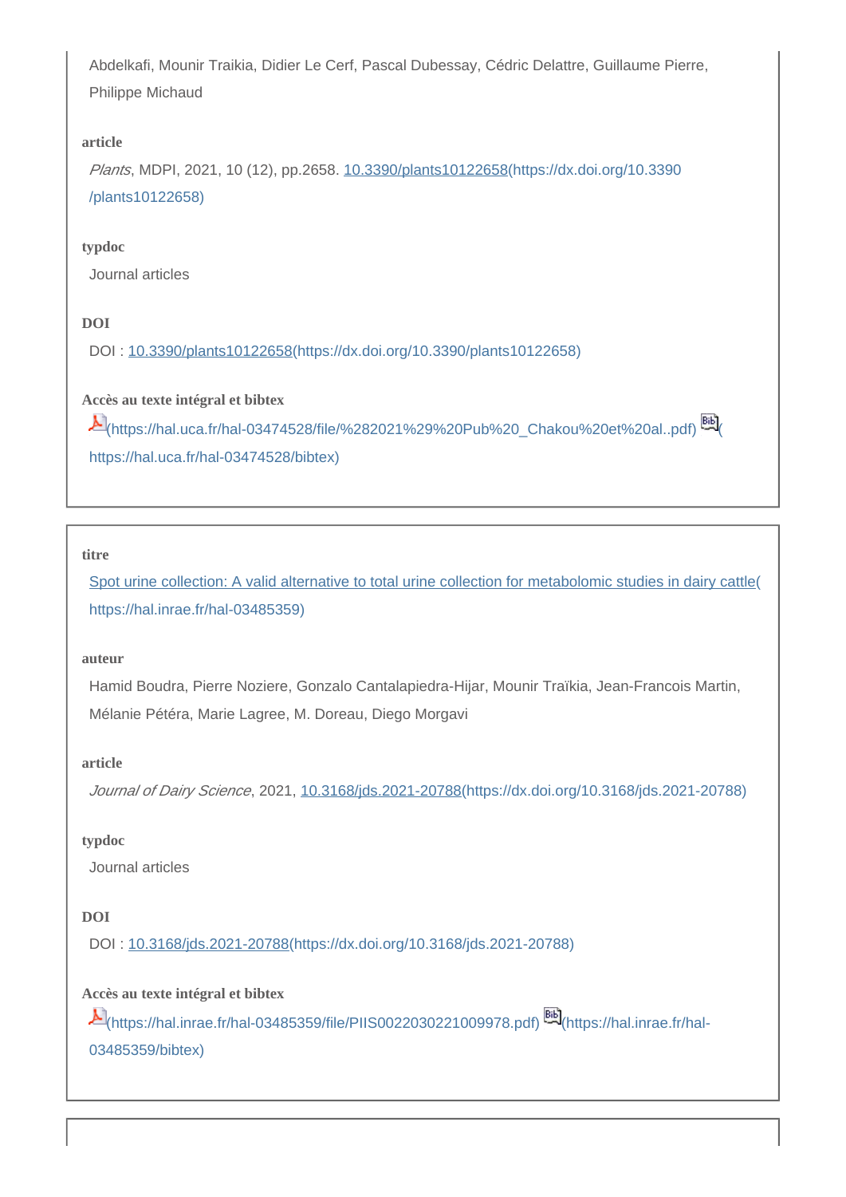Abdelkafi, Mounir Traikia, Didier Le Cerf, Pascal Dubessay, Cédric Delattre, Guillaume Pierre, Philippe Michaud

**article**

*Plants*, MDPI, 2021, 10 (12), pp.2658. [10.3390/plants10122658(https://dx.doi.org/10.3390/plants10122658)](https://dx.doi.org/10.3390/plants10122658)

**typdoc**

Journal articles

**DOI**

DOI : [10.3390/plants10122658(https://dx.doi.org/10.3390/plants10122658)](https://dx.doi.org/10.3390/plants10122658)

**Accès au texte intégral et bibtex**

[(https://hal.uca.fr/hal-03474528/file/%282021%29%20Pub%20_Chakou%20et%20al..pdf)](https://hal.uca.fr/hal-03474528/file/%282021%29%20Pub%20_Chakou%20et%20al..pdf) [(https://hal.uca.fr/hal-03474528/bibtex)](https://hal.uca.fr/hal-03474528/bibtex)

---

**titre**

[Spot urine collection: A valid alternative to total urine collection for metabolomic studies in dairy cattle(https://hal.inrae.fr/hal-03485359)](https://hal.inrae.fr/hal-03485359)

**auteur**

Hamid Boudra, Pierre Noziere, Gonzalo Cantalapiedra-Hijar, Mounir Traïkia, Jean-Francois Martin, Mélanie Pétéra, Marie Lagree, M. Doreau, Diego Morgavi

**article**

*Journal of Dairy Science*, 2021, [10.3168/jds.2021-20788(https://dx.doi.org/10.3168/jds.2021-20788)](https://dx.doi.org/10.3168/jds.2021-20788)

**typdoc**

Journal articles

**DOI**

DOI : [10.3168/jds.2021-20788(https://dx.doi.org/10.3168/jds.2021-20788)](https://dx.doi.org/10.3168/jds.2021-20788)

**Accès au texte intégral et bibtex**

[(https://hal.inrae.fr/hal-03485359/file/PIIS0022030221009978.pdf)](https://hal.inrae.fr/hal-03485359/file/PIIS0022030221009978.pdf) [(https://hal.inrae.fr/hal-03485359/bibtex)](https://hal.inrae.fr/hal-03485359/bibtex)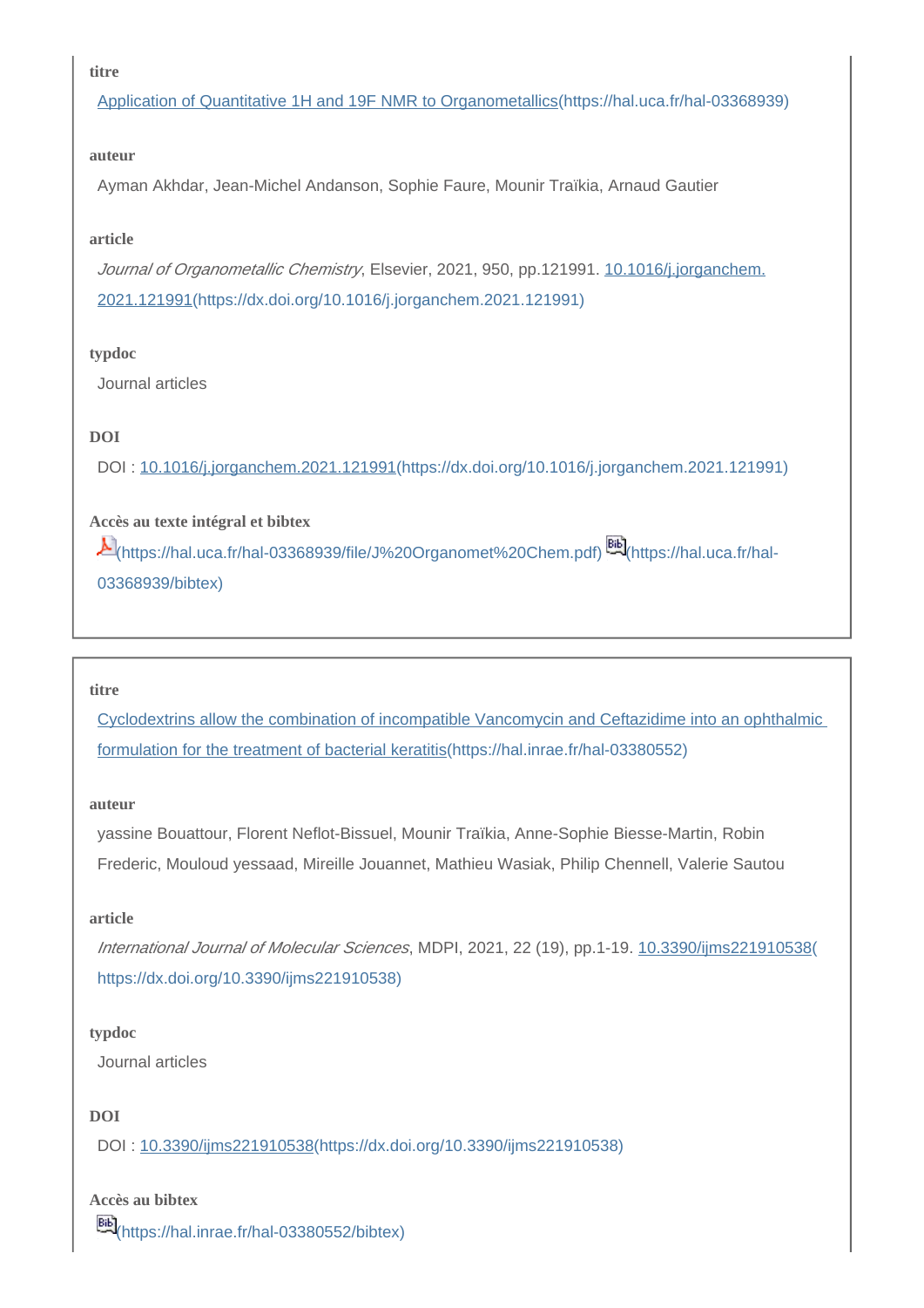**titre**

[Application of Quantitative 1H and 19F NMR to Organometallics](https://hal.uca.fr/hal-03368939)(https://hal.uca.fr/hal-03368939)

**auteur**

Ayman Akhdar, Jean-Michel Andanson, Sophie Faure, Mounir Traïkia, Arnaud Gautier

**article**

*Journal of Organometallic Chemistry*, Elsevier, 2021, 950, pp.121991. [10.1016/j.jorganchem.2021.121991](https://dx.doi.org/10.1016/j.jorganchem.2021.121991)(https://dx.doi.org/10.1016/j.jorganchem.2021.121991)

**typdoc**

Journal articles

**DOI**

DOI : [10.1016/j.jorganchem.2021.121991](https://dx.doi.org/10.1016/j.jorganchem.2021.121991)(https://dx.doi.org/10.1016/j.jorganchem.2021.121991)

**Accès au texte intégral et bibtex**

(https://hal.uca.fr/hal-03368939/file/J%20Organomet%20Chem.pdf) (https://hal.uca.fr/hal-03368939/bibtex)

---

**titre**

[Cyclodextrins allow the combination of incompatible Vancomycin and Ceftazidime into an ophthalmic formulation for the treatment of bacterial keratitis](https://hal.inrae.fr/hal-03380552)(https://hal.inrae.fr/hal-03380552)

**auteur**

yassine Bouattour, Florent Neflot-Bissuel, Mounir Traïkia, Anne-Sophie Biesse-Martin, Robin Frederic, Mouloud yessaad, Mireille Jouannet, Mathieu Wasiak, Philip Chennell, Valerie Sautou

**article**

*International Journal of Molecular Sciences*, MDPI, 2021, 22 (19), pp.1-19. [10.3390/ijms221910538](https://dx.doi.org/10.3390/ijms221910538)(https://dx.doi.org/10.3390/ijms221910538)

**typdoc**

Journal articles

**DOI**

DOI : [10.3390/ijms221910538](https://dx.doi.org/10.3390/ijms221910538)(https://dx.doi.org/10.3390/ijms221910538)

**Accès au bibtex**

(https://hal.inrae.fr/hal-03380552/bibtex)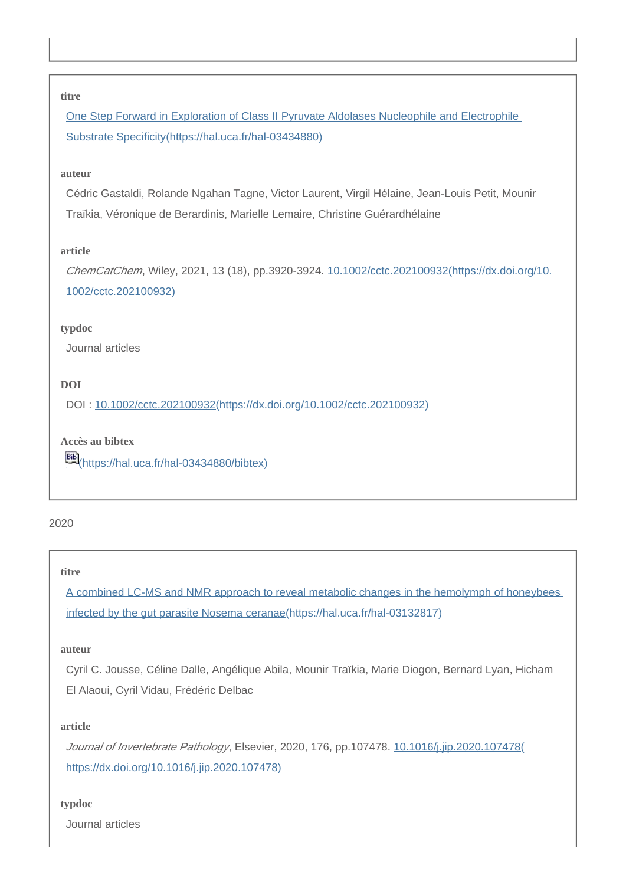**titre**

[One Step Forward in Exploration of Class II Pyruvate Aldolases Nucleophile and Electrophile Substrate Specificity](https://hal.uca.fr/hal-03434880)

**auteur**

Cédric Gastaldi, Rolande Ngahan Tagne, Victor Laurent, Virgil Hélaine, Jean-Louis Petit, Mounir Traïkia, Véronique de Berardinis, Marielle Lemaire, Christine Guérardhélaine

**article**

*ChemCatChem*, Wiley, 2021, 13 (18), pp.3920-3924. [10.1002/cctc.202100932](https://dx.doi.org/10.1002/cctc.202100932)

**typdoc**

Journal articles

**DOI**

DOI : [10.1002/cctc.202100932](https://dx.doi.org/10.1002/cctc.202100932)

**Accès au bibtex**

[Bib](https://hal.uca.fr/hal-03434880/bibtex)

2020

**titre**

[A combined LC-MS and NMR approach to reveal metabolic changes in the hemolymph of honeybees infected by the gut parasite Nosema ceranae](https://hal.uca.fr/hal-03132817)

**auteur**

Cyril C. Jousse, Céline Dalle, Angélique Abila, Mounir Traïkia, Marie Diogon, Bernard Lyan, Hicham El Alaoui, Cyril Vidau, Frédéric Delbac

**article**

*Journal of Invertebrate Pathology*, Elsevier, 2020, 176, pp.107478. [10.1016/j.jip.2020.107478](https://dx.doi.org/10.1016/j.jip.2020.107478)

**typdoc**

Journal articles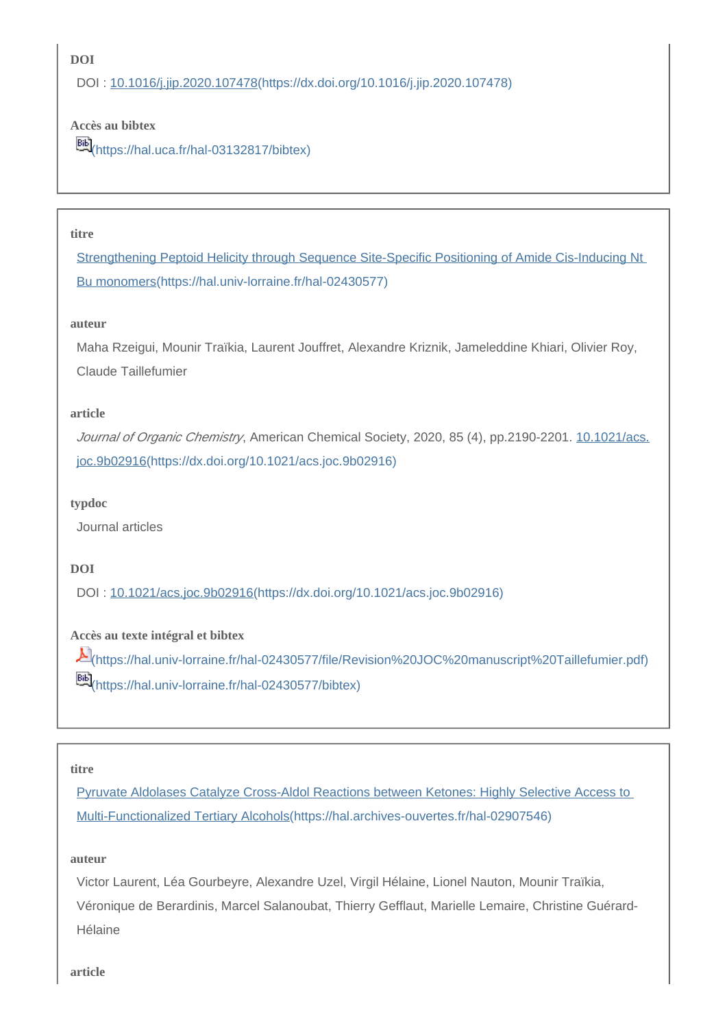**DOI**

DOI : [10.1016/j.jip.2020.107478](https://dx.doi.org/10.1016/j.jip.2020.107478)(https://dx.doi.org/10.1016/j.jip.2020.107478)

**Accès au bibtex**

Bib(https://hal.uca.fr/hal-03132817/bibtex)

---

**titre**

[Strengthening Peptoid Helicity through Sequence Site-Specific Positioning of Amide Cis-Inducing Nt Bu monomers](https://hal.univ-lorraine.fr/hal-02430577)(https://hal.univ-lorraine.fr/hal-02430577)

**auteur**

Maha Rzeigui, Mounir Traïkia, Laurent Jouffret, Alexandre Kriznik, Jameleddine Khiari, Olivier Roy, Claude Taillefumier

**article**

*Journal of Organic Chemistry*, American Chemical Society, 2020, 85 (4), pp.2190-2201. [10.1021/acs.joc.9b02916](https://dx.doi.org/10.1021/acs.joc.9b02916)(https://dx.doi.org/10.1021/acs.joc.9b02916)

**typdoc**

Journal articles

**DOI**

DOI : [10.1021/acs.joc.9b02916](https://dx.doi.org/10.1021/acs.joc.9b02916)(https://dx.doi.org/10.1021/acs.joc.9b02916)

**Accès au texte intégral et bibtex**

(https://hal.univ-lorraine.fr/hal-02430577/file/Revision%20JOC%20manuscript%20Taillefumier.pdf)
Bib(https://hal.univ-lorraine.fr/hal-02430577/bibtex)

---

**titre**

[Pyruvate Aldolases Catalyze Cross-Aldol Reactions between Ketones: Highly Selective Access to Multi-Functionalized Tertiary Alcohols](https://hal.archives-ouvertes.fr/hal-02907546)(https://hal.archives-ouvertes.fr/hal-02907546)

**auteur**

Victor Laurent, Léa Gourbeyre, Alexandre Uzel, Virgil Hélaine, Lionel Nauton, Mounir Traïkia, Véronique de Berardinis, Marcel Salanoubat, Thierry Gefflaut, Marielle Lemaire, Christine Guérard-Hélaine

**article**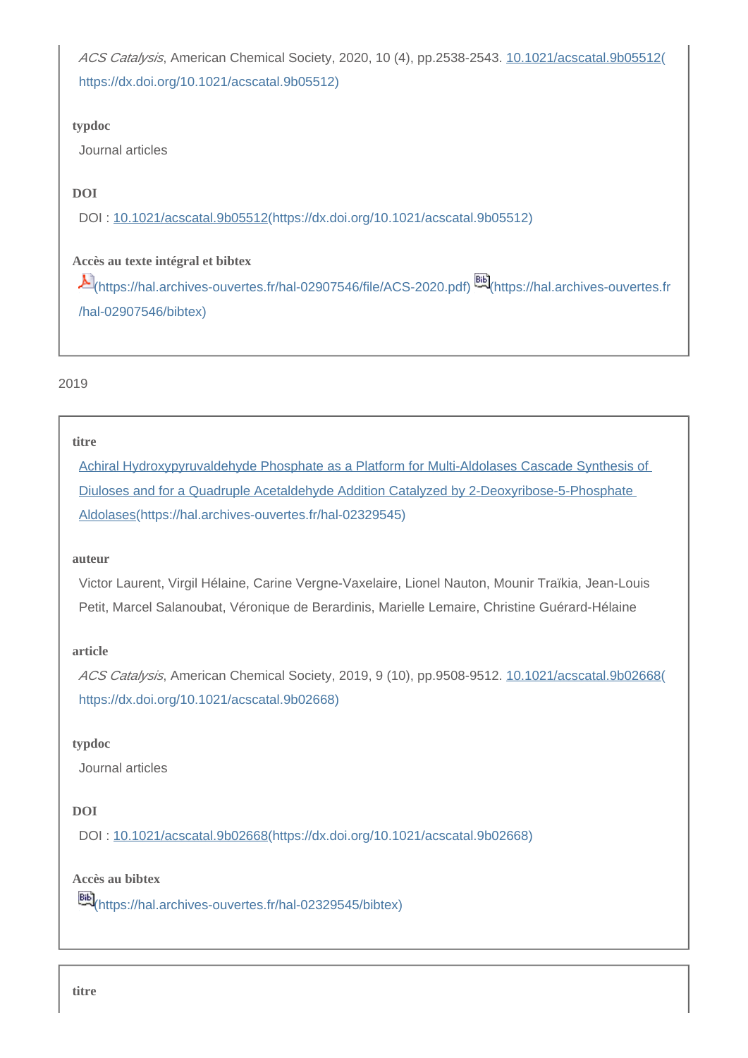*ACS Catalysis*, American Chemical Society, 2020, 10 (4), pp.2538-2543. 10.1021/acscatal.9b05512(https://dx.doi.org/10.1021/acscatal.9b05512)

**typdoc**

Journal articles

**DOI**

DOI : 10.1021/acscatal.9b05512(https://dx.doi.org/10.1021/acscatal.9b05512)

**Accès au texte intégral et bibtex**

(https://hal.archives-ouvertes.fr/hal-02907546/file/ACS-2020.pdf) (https://hal.archives-ouvertes.fr/hal-02907546/bibtex)

2019

**titre**

Achiral Hydroxypyruvaldehyde Phosphate as a Platform for Multi-Aldolases Cascade Synthesis of Diuloses and for a Quadruple Acetaldehyde Addition Catalyzed by 2-Deoxyribose-5-Phosphate Aldolases(https://hal.archives-ouvertes.fr/hal-02329545)

**auteur**

Victor Laurent, Virgil Hélaine, Carine Vergne-Vaxelaire, Lionel Nauton, Mounir Traïkia, Jean-Louis Petit, Marcel Salanoubat, Véronique de Berardinis, Marielle Lemaire, Christine Guérard-Hélaine

**article**

*ACS Catalysis*, American Chemical Society, 2019, 9 (10), pp.9508-9512. 10.1021/acscatal.9b02668(https://dx.doi.org/10.1021/acscatal.9b02668)

**typdoc**

Journal articles

**DOI**

DOI : 10.1021/acscatal.9b02668(https://dx.doi.org/10.1021/acscatal.9b02668)

**Accès au bibtex**

(https://hal.archives-ouvertes.fr/hal-02329545/bibtex)

**titre**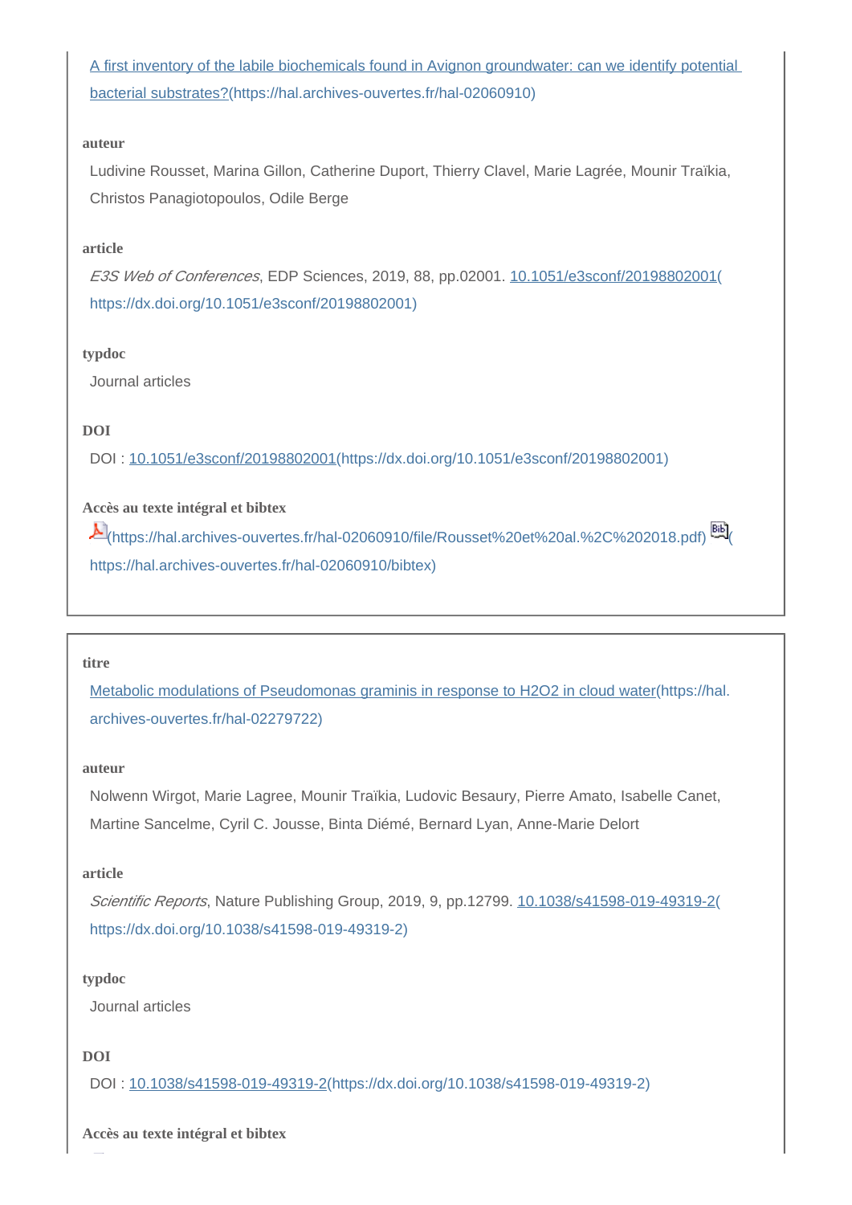[A first inventory of the labile biochemicals found in Avignon groundwater: can we identify potential bacterial substrates?(https://hal.archives-ouvertes.fr/hal-02060910)](https://hal.archives-ouvertes.fr/hal-02060910)

**auteur**

Ludivine Rousset, Marina Gillon, Catherine Duport, Thierry Clavel, Marie Lagrée, Mounir Traïkia, Christos Panagiotopoulos, Odile Berge

**article**

*E3S Web of Conferences*, EDP Sciences, 2019, 88, pp.02001. 10.1051/e3sconf/20198802001(https://dx.doi.org/10.1051/e3sconf/20198802001)

**typdoc**

Journal articles

**DOI**

DOI : 10.1051/e3sconf/20198802001(https://dx.doi.org/10.1051/e3sconf/20198802001)

**Accès au texte intégral et bibtex**

(https://hal.archives-ouvertes.fr/hal-02060910/file/Rousset%20et%20al.%2C%202018.pdf) (https://hal.archives-ouvertes.fr/hal-02060910/bibtex)

**titre**

Metabolic modulations of Pseudomonas graminis in response to H2O2 in cloud water(https://hal.archives-ouvertes.fr/hal-02279722)

**auteur**

Nolwenn Wirgot, Marie Lagree, Mounir Traïkia, Ludovic Besaury, Pierre Amato, Isabelle Canet, Martine Sancelme, Cyril C. Jousse, Binta Diémé, Bernard Lyan, Anne-Marie Delort

**article**

*Scientific Reports*, Nature Publishing Group, 2019, 9, pp.12799. 10.1038/s41598-019-49319-2(https://dx.doi.org/10.1038/s41598-019-49319-2)

**typdoc**

Journal articles

**DOI**

DOI : 10.1038/s41598-019-49319-2(https://dx.doi.org/10.1038/s41598-019-49319-2)

**Accès au texte intégral et bibtex**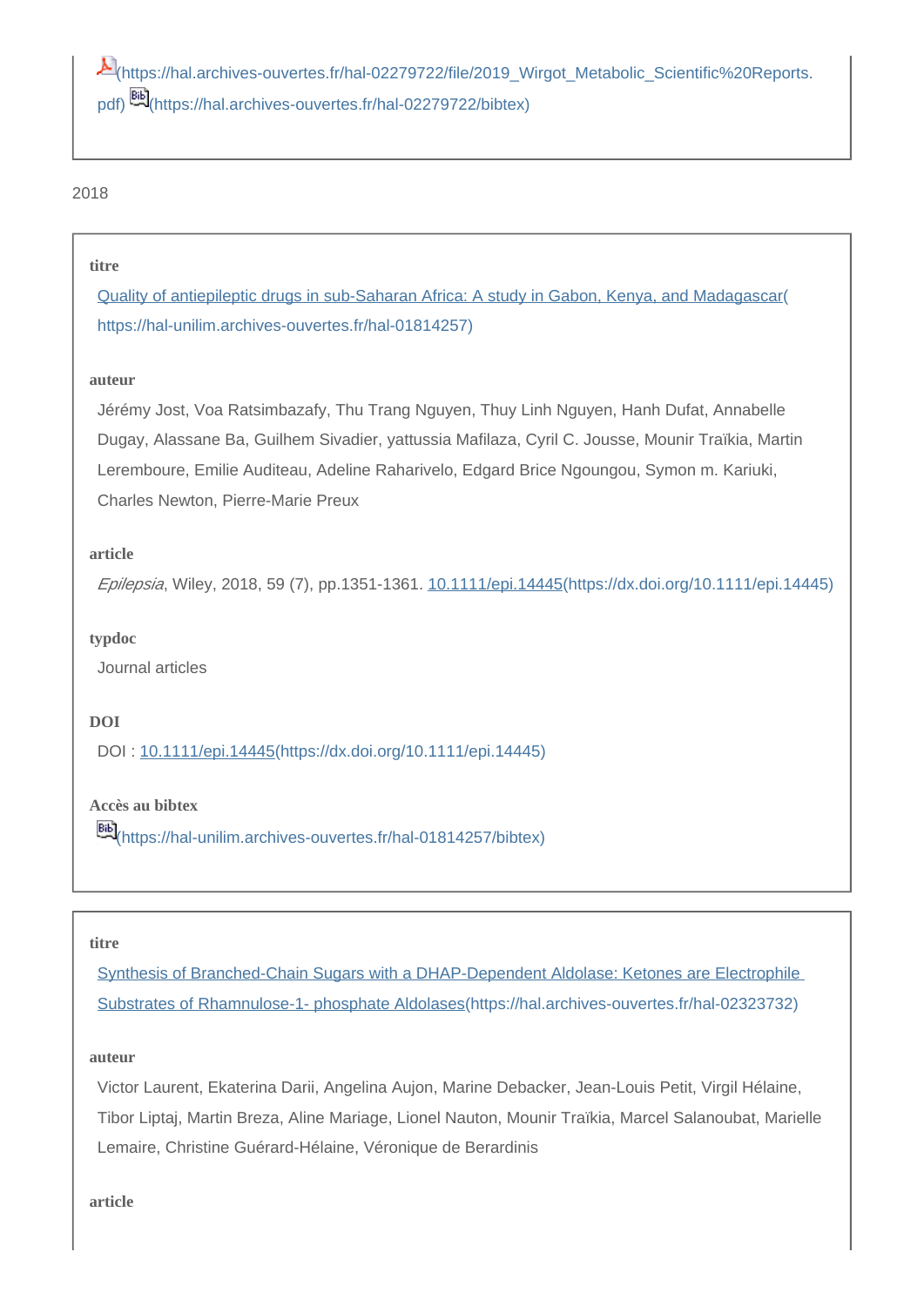(https://hal.archives-ouvertes.fr/hal-02279722/file/2019_Wirgot_Metabolic_Scientific%20Reports.pdf) (https://hal.archives-ouvertes.fr/hal-02279722/bibtex)

2018

**titre**

[Quality of antiepileptic drugs in sub-Saharan Africa: A study in Gabon, Kenya, and Madagascar](https://hal-unilim.archives-ouvertes.fr/hal-01814257)(https://hal-unilim.archives-ouvertes.fr/hal-01814257)

**auteur**

Jérémy Jost, Voa Ratsimbazafy, Thu Trang Nguyen, Thuy Linh Nguyen, Hanh Dufat, Annabelle Dugay, Alassane Ba, Guilhem Sivadier, yattussia Mafilaza, Cyril C. Jousse, Mounir Traïkia, Martin Leremboure, Emilie Auditeau, Adeline Raharivelo, Edgard Brice Ngoungou, Symon m. Kariuki, Charles Newton, Pierre-Marie Preux

**article**

*Epilepsia*, Wiley, 2018, 59 (7), pp.1351-1361. [10.1111/epi.14445](https://dx.doi.org/10.1111/epi.14445)(https://dx.doi.org/10.1111/epi.14445)

**typdoc**

Journal articles

**DOI**

DOI : [10.1111/epi.14445](https://dx.doi.org/10.1111/epi.14445)(https://dx.doi.org/10.1111/epi.14445)

**Accès au bibtex**

(https://hal-unilim.archives-ouvertes.fr/hal-01814257/bibtex)

**titre**

[Synthesis of Branched-Chain Sugars with a DHAP-Dependent Aldolase: Ketones are Electrophile Substrates of Rhamnulose-1- phosphate Aldolases](https://hal.archives-ouvertes.fr/hal-02323732)(https://hal.archives-ouvertes.fr/hal-02323732)

**auteur**

Victor Laurent, Ekaterina Darii, Angelina Aujon, Marine Debacker, Jean-Louis Petit, Virgil Hélaine, Tibor Liptaj, Martin Breza, Aline Mariage, Lionel Nauton, Mounir Traïkia, Marcel Salanoubat, Marielle Lemaire, Christine Guérard-Hélaine, Véronique de Berardinis

**article**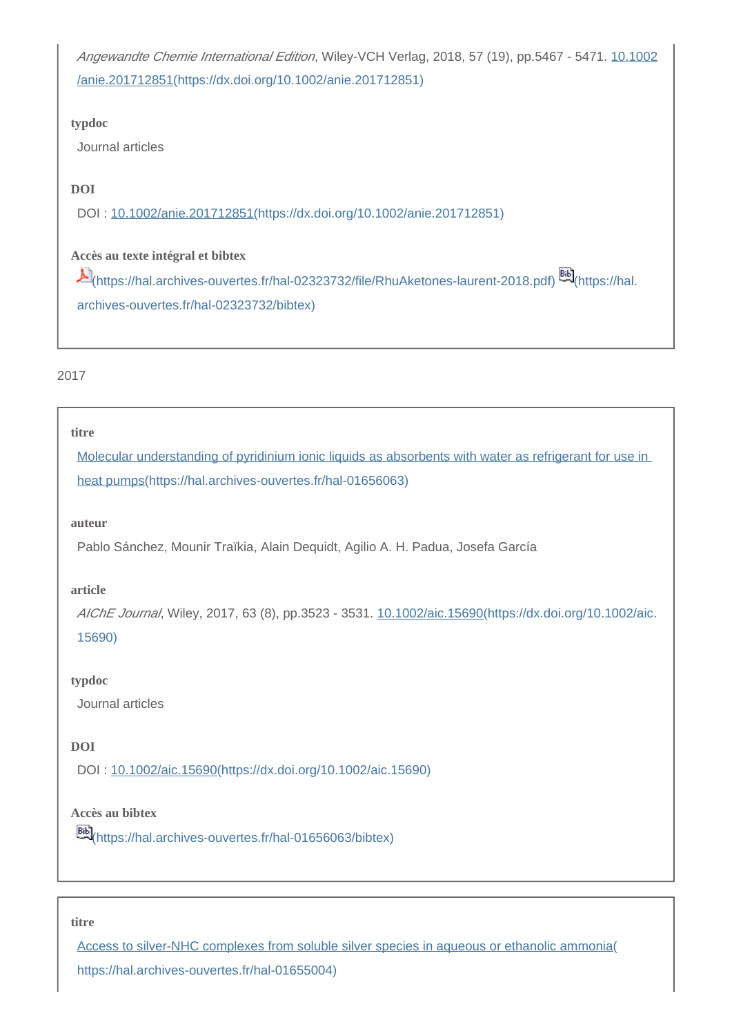*Angewandte Chemie International Edition*, Wiley-VCH Verlag, 2018, 57 (19), pp.5467 - 5471. 10.1002/anie.201712851(https://dx.doi.org/10.1002/anie.201712851)

**typdoc**

Journal articles

**DOI**

DOI : 10.1002/anie.201712851(https://dx.doi.org/10.1002/anie.201712851)

**Accès au texte intégral et bibtex**

(https://hal.archives-ouvertes.fr/hal-02323732/file/RhuAketones-laurent-2018.pdf) (https://hal.archives-ouvertes.fr/hal-02323732/bibtex)

2017

**titre**

Molecular understanding of pyridinium ionic liquids as absorbents with water as refrigerant for use in heat pumps(https://hal.archives-ouvertes.fr/hal-01656063)

**auteur**

Pablo Sánchez, Mounir Traïkia, Alain Dequidt, Agilio A. H. Padua, Josefa García

**article**

*AIChE Journal*, Wiley, 2017, 63 (8), pp.3523 - 3531. 10.1002/aic.15690(https://dx.doi.org/10.1002/aic.15690)

**typdoc**

Journal articles

**DOI**

DOI : 10.1002/aic.15690(https://dx.doi.org/10.1002/aic.15690)

**Accès au bibtex**

(https://hal.archives-ouvertes.fr/hal-01656063/bibtex)

**titre**

Access to silver-NHC complexes from soluble silver species in aqueous or ethanolic ammonia(https://hal.archives-ouvertes.fr/hal-01655004)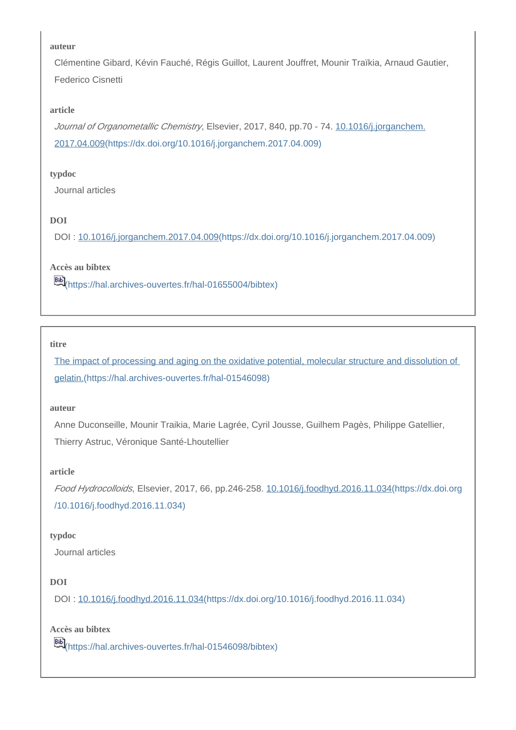**auteur**

Clémentine Gibard, Kévin Fauché, Régis Guillot, Laurent Jouffret, Mounir Traïkia, Arnaud Gautier, Federico Cisnetti

**article**

*Journal of Organometallic Chemistry*, Elsevier, 2017, 840, pp.70 - 74. [10.1016/j.jorganchem.2017.04.009](https://dx.doi.org/10.1016/j.jorganchem.2017.04.009)

**typdoc**

Journal articles

**DOI**

DOI : [10.1016/j.jorganchem.2017.04.009](https://dx.doi.org/10.1016/j.jorganchem.2017.04.009)

**Accès au bibtex**

[Bib](https://hal.archives-ouvertes.fr/hal-01655004/bibtex)

---

**titre**

[The impact of processing and aging on the oxidative potential, molecular structure and dissolution of gelatin.](https://hal.archives-ouvertes.fr/hal-01546098)

**auteur**

Anne Duconseille, Mounir Traikia, Marie Lagrée, Cyril Jousse, Guilhem Pagès, Philippe Gatellier, Thierry Astruc, Véronique Santé-Lhoutellier

**article**

*Food Hydrocolloids*, Elsevier, 2017, 66, pp.246-258. [10.1016/j.foodhyd.2016.11.034](https://dx.doi.org/10.1016/j.foodhyd.2016.11.034)

**typdoc**

Journal articles

**DOI**

DOI : [10.1016/j.foodhyd.2016.11.034](https://dx.doi.org/10.1016/j.foodhyd.2016.11.034)

**Accès au bibtex**

[Bib](https://hal.archives-ouvertes.fr/hal-01546098/bibtex)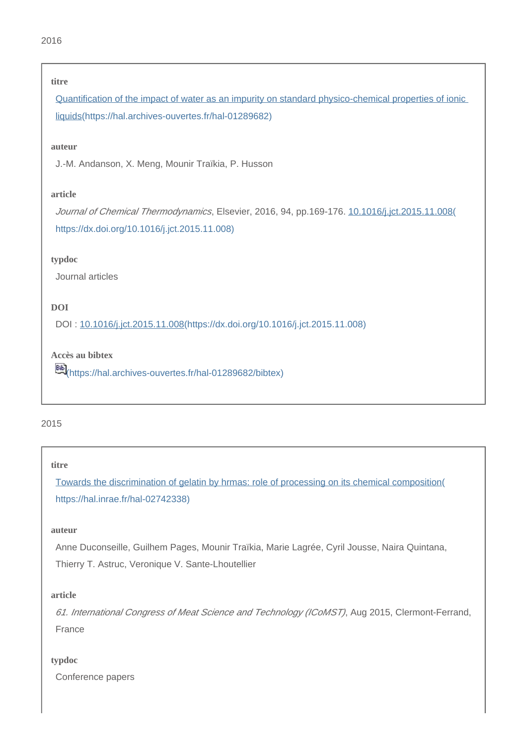2016

**titre**

[Quantification of the impact of water as an impurity on standard physico-chemical properties of ionic liquids](https://hal.archives-ouvertes.fr/hal-01289682)(https://hal.archives-ouvertes.fr/hal-01289682)

**auteur**

J.-M. Andanson, X. Meng, Mounir Traïkia, P. Husson

**article**

*Journal of Chemical Thermodynamics*, Elsevier, 2016, 94, pp.169-176. [10.1016/j.jct.2015.11.008](https://dx.doi.org/10.1016/j.jct.2015.11.008)(https://dx.doi.org/10.1016/j.jct.2015.11.008)

**typdoc**

Journal articles

**DOI**

DOI : [10.1016/j.jct.2015.11.008](https://dx.doi.org/10.1016/j.jct.2015.11.008)(https://dx.doi.org/10.1016/j.jct.2015.11.008)

**Accès au bibtex**

Bib(https://hal.archives-ouvertes.fr/hal-01289682/bibtex)

2015

**titre**

[Towards the discrimination of gelatin by hrmas: role of processing on its chemical composition](https://hal.inrae.fr/hal-02742338)(https://hal.inrae.fr/hal-02742338)

**auteur**

Anne Duconseille, Guilhem Pages, Mounir Traïkia, Marie Lagrée, Cyril Jousse, Naira Quintana, Thierry T. Astruc, Veronique V. Sante-Lhoutellier

**article**

*61. International Congress of Meat Science and Technology (ICoMST)*, Aug 2015, Clermont-Ferrand, France

**typdoc**

Conference papers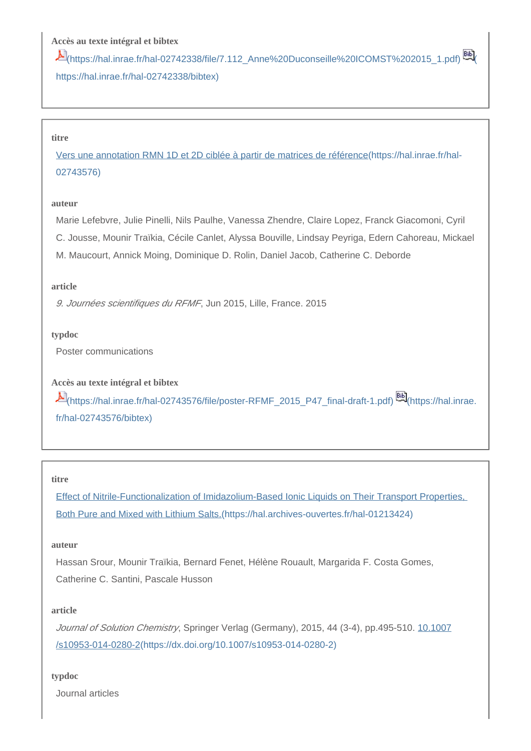**Accès au texte intégral et bibtex**

(https://hal.inrae.fr/hal-02742338/file/7.112_Anne%20Duconseille%20ICOMST%202015_1.pdf) (https://hal.inrae.fr/hal-02742338/bibtex)

**titre**

[Vers une annotation RMN 1D et 2D ciblée à partir de matrices de référence](https://hal.inrae.fr/hal-02743576)(https://hal.inrae.fr/hal-02743576)

**auteur**

Marie Lefebvre, Julie Pinelli, Nils Paulhe, Vanessa Zhendre, Claire Lopez, Franck Giacomoni, Cyril C. Jousse, Mounir Traïkia, Cécile Canlet, Alyssa Bouville, Lindsay Peyriga, Edern Cahoreau, Mickael M. Maucourt, Annick Moing, Dominique D. Rolin, Daniel Jacob, Catherine C. Deborde

**article**

*9. Journées scientifiques du RFMF*, Jun 2015, Lille, France. 2015

**typdoc**

Poster communications

**Accès au texte intégral et bibtex**

(https://hal.inrae.fr/hal-02743576/file/poster-RFMF_2015_P47_final-draft-1.pdf) (https://hal.inrae.fr/hal-02743576/bibtex)

**titre**

[Effect of Nitrile-Functionalization of Imidazolium-Based Ionic Liquids on Their Transport Properties, Both Pure and Mixed with Lithium Salts.](https://hal.archives-ouvertes.fr/hal-01213424)(https://hal.archives-ouvertes.fr/hal-01213424)

**auteur**

Hassan Srour, Mounir Traïkia, Bernard Fenet, Hélène Rouault, Margarida F. Costa Gomes, Catherine C. Santini, Pascale Husson

**article**

*Journal of Solution Chemistry*, Springer Verlag (Germany), 2015, 44 (3-4), pp.495-510. [10.1007/s10953-014-0280-2](https://dx.doi.org/10.1007/s10953-014-0280-2)(https://dx.doi.org/10.1007/s10953-014-0280-2)

**typdoc**

Journal articles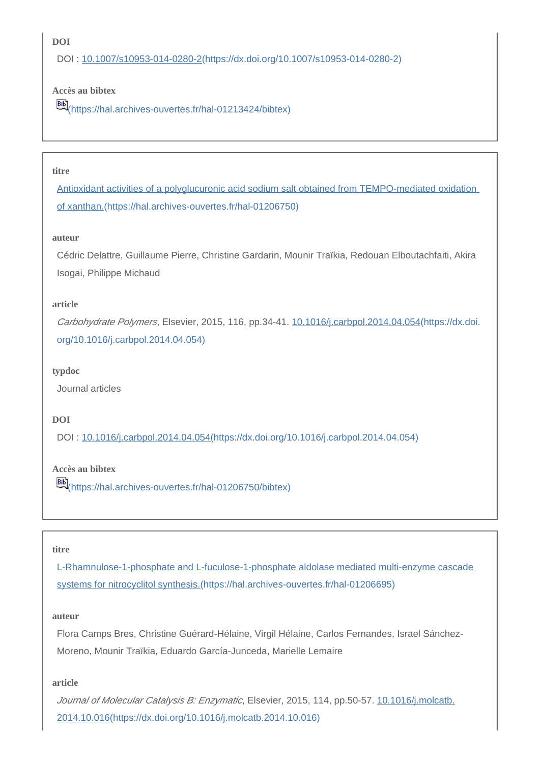**DOI**

DOI : [10.1007/s10953-014-0280-2](https://dx.doi.org/10.1007/s10953-014-0280-2)(https://dx.doi.org/10.1007/s10953-014-0280-2)

**Accès au bibtex**

Bib(https://hal.archives-ouvertes.fr/hal-01213424/bibtex)

---

**titre**

[Antioxidant activities of a polyglucuronic acid sodium salt obtained from TEMPO-mediated oxidation of xanthan.](https://hal.archives-ouvertes.fr/hal-01206750)(https://hal.archives-ouvertes.fr/hal-01206750)

**auteur**

Cédric Delattre, Guillaume Pierre, Christine Gardarin, Mounir Traïkia, Redouan Elboutachfaiti, Akira Isogai, Philippe Michaud

**article**

*Carbohydrate Polymers*, Elsevier, 2015, 116, pp.34-41. [10.1016/j.carbpol.2014.04.054](https://dx.doi.org/10.1016/j.carbpol.2014.04.054)(https://dx.doi.org/10.1016/j.carbpol.2014.04.054)

**typdoc**

Journal articles

**DOI**

DOI : [10.1016/j.carbpol.2014.04.054](https://dx.doi.org/10.1016/j.carbpol.2014.04.054)(https://dx.doi.org/10.1016/j.carbpol.2014.04.054)

**Accès au bibtex**

Bib(https://hal.archives-ouvertes.fr/hal-01206750/bibtex)

---

**titre**

[L-Rhamnulose-1-phosphate and L-fuculose-1-phosphate aldolase mediated multi-enzyme cascade systems for nitrocyclitol synthesis.](https://hal.archives-ouvertes.fr/hal-01206695)(https://hal.archives-ouvertes.fr/hal-01206695)

**auteur**

Flora Camps Bres, Christine Guérard-Hélaine, Virgil Hélaine, Carlos Fernandes, Israel Sánchez-Moreno, Mounir Traïkia, Eduardo García-Junceda, Marielle Lemaire

**article**

*Journal of Molecular Catalysis B: Enzymatic*, Elsevier, 2015, 114, pp.50-57. [10.1016/j.molcatb.2014.10.016](https://dx.doi.org/10.1016/j.molcatb.2014.10.016)(https://dx.doi.org/10.1016/j.molcatb.2014.10.016)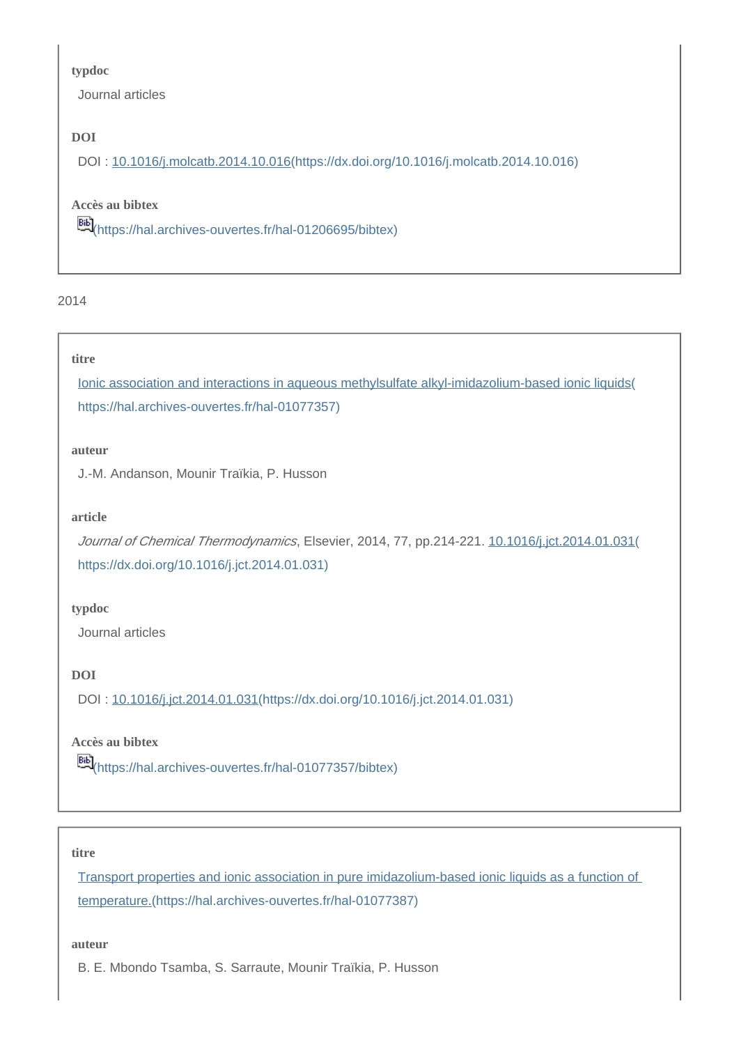**typdoc**

Journal articles

**DOI**

DOI : [10.1016/j.molcatb.2014.10.016](https://dx.doi.org/10.1016/j.molcatb.2014.10.016)(https://dx.doi.org/10.1016/j.molcatb.2014.10.016)

**Accès au bibtex**

Bib(https://hal.archives-ouvertes.fr/hal-01206695/bibtex)

2014

**titre**

[Ionic association and interactions in aqueous methylsulfate alkyl-imidazolium-based ionic liquids](https://hal.archives-ouvertes.fr/hal-01077357)( https://hal.archives-ouvertes.fr/hal-01077357)

**auteur**

J.-M. Andanson, Mounir Traïkia, P. Husson

**article**

*Journal of Chemical Thermodynamics*, Elsevier, 2014, 77, pp.214-221. [10.1016/j.jct.2014.01.031](https://dx.doi.org/10.1016/j.jct.2014.01.031)( https://dx.doi.org/10.1016/j.jct.2014.01.031)

**typdoc**

Journal articles

**DOI**

DOI : [10.1016/j.jct.2014.01.031](https://dx.doi.org/10.1016/j.jct.2014.01.031)(https://dx.doi.org/10.1016/j.jct.2014.01.031)

**Accès au bibtex**

Bib(https://hal.archives-ouvertes.fr/hal-01077357/bibtex)

**titre**

[Transport properties and ionic association in pure imidazolium-based ionic liquids as a function of temperature.](https://hal.archives-ouvertes.fr/hal-01077387)(https://hal.archives-ouvertes.fr/hal-01077387)

**auteur**

B. E. Mbondo Tsamba, S. Sarraute, Mounir Traïkia, P. Husson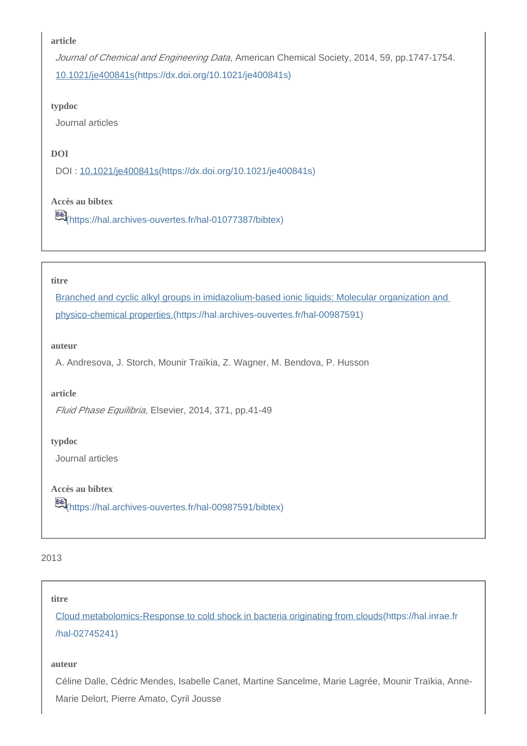**article**

*Journal of Chemical and Engineering Data*, American Chemical Society, 2014, 59, pp.1747-1754. 10.1021/je400841s(https://dx.doi.org/10.1021/je400841s)

**typdoc**

Journal articles

**DOI**

DOI : 10.1021/je400841s(https://dx.doi.org/10.1021/je400841s)

**Accès au bibtex**

(https://hal.archives-ouvertes.fr/hal-01077387/bibtex)

---

**titre**

Branched and cyclic alkyl groups in imidazolium-based ionic liquids: Molecular organization and physico-chemical properties.(https://hal.archives-ouvertes.fr/hal-00987591)

**auteur**

A. Andresova, J. Storch, Mounir Traïkia, Z. Wagner, M. Bendova, P. Husson

**article**

*Fluid Phase Equilibria*, Elsevier, 2014, 371, pp.41-49

**typdoc**

Journal articles

**Accès au bibtex**

(https://hal.archives-ouvertes.fr/hal-00987591/bibtex)

---

2013

**titre**

Cloud metabolomics-Response to cold shock in bacteria originating from clouds(https://hal.inrae.fr/hal-02745241)

**auteur**

Céline Dalle, Cédric Mendes, Isabelle Canet, Martine Sancelme, Marie Lagrée, Mounir Traïkia, Anne-Marie Delort, Pierre Amato, Cyril Jousse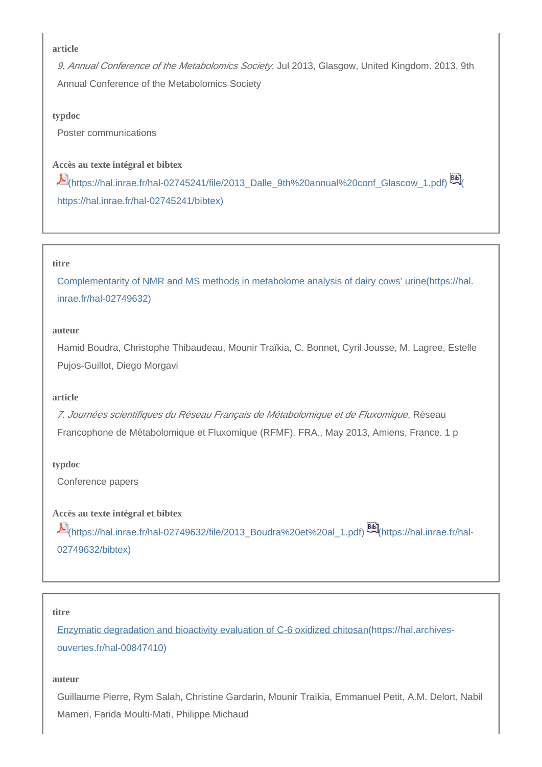**article**

*9. Annual Conference of the Metabolomics Society*, Jul 2013, Glasgow, United Kingdom. 2013, 9th Annual Conference of the Metabolomics Society

**typdoc**

Poster communications

**Accès au texte intégral et bibtex**

(https://hal.inrae.fr/hal-02745241/file/2013_Dalle_9th%20annual%20conf_Glascow_1.pdf) (https://hal.inrae.fr/hal-02745241/bibtex)

---

**titre**

[Complementarity of NMR and MS methods in metabolome analysis of dairy cows' urine](https://hal.inrae.fr/hal-02749632)(https://hal.inrae.fr/hal-02749632)

**auteur**

Hamid Boudra, Christophe Thibaudeau, Mounir Traïkia, C. Bonnet, Cyril Jousse, M. Lagree, Estelle Pujos-Guillot, Diego Morgavi

**article**

*7. Journées scientifiques du Réseau Français de Métabolomique et de Fluxomique*, Réseau Francophone de Métabolomique et Fluxomique (RFMF). FRA., May 2013, Amiens, France. 1 p

**typdoc**

Conference papers

**Accès au texte intégral et bibtex**

(https://hal.inrae.fr/hal-02749632/file/2013_Boudra%20et%20al_1.pdf) (https://hal.inrae.fr/hal-02749632/bibtex)

---

**titre**

[Enzymatic degradation and bioactivity evaluation of C-6 oxidized chitosan](https://hal.archives-ouvertes.fr/hal-00847410)(https://hal.archives-ouvertes.fr/hal-00847410)

**auteur**

Guillaume Pierre, Rym Salah, Christine Gardarin, Mounir Traïkia, Emmanuel Petit, A.M. Delort, Nabil Mameri, Farida Moulti-Mati, Philippe Michaud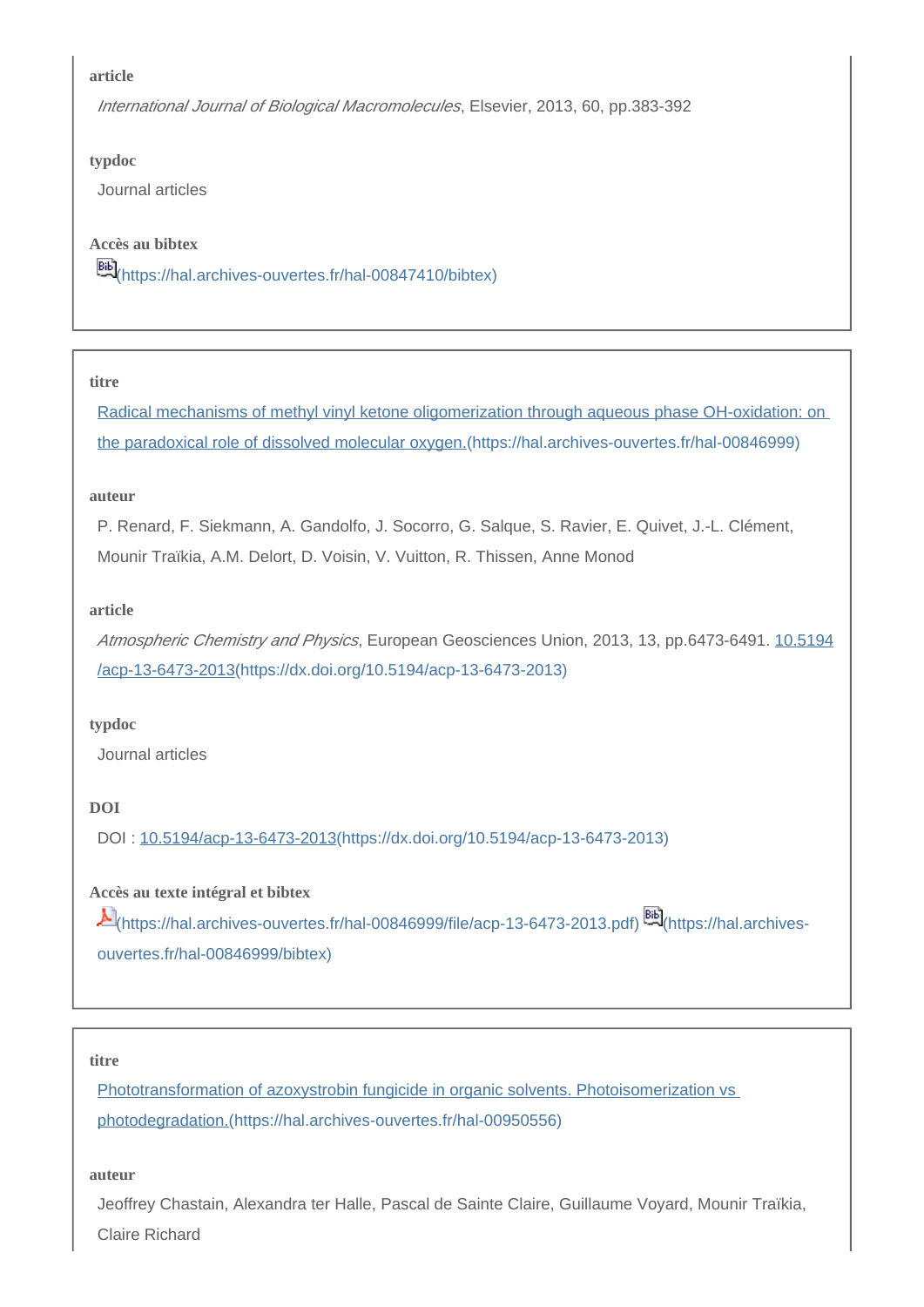**article**

*International Journal of Biological Macromolecules*, Elsevier, 2013, 60, pp.383-392

**typdoc**

Journal articles

**Accès au bibtex**

(https://hal.archives-ouvertes.fr/hal-00847410/bibtex)

---

**titre**

Radical mechanisms of methyl vinyl ketone oligomerization through aqueous phase OH-oxidation: on the paradoxical role of dissolved molecular oxygen.(https://hal.archives-ouvertes.fr/hal-00846999)

**auteur**

P. Renard, F. Siekmann, A. Gandolfo, J. Socorro, G. Salque, S. Ravier, E. Quivet, J.-L. Clément, Mounir Traïkia, A.M. Delort, D. Voisin, V. Vuitton, R. Thissen, Anne Monod

**article**

*Atmospheric Chemistry and Physics*, European Geosciences Union, 2013, 13, pp.6473-6491. 10.5194/acp-13-6473-2013(https://dx.doi.org/10.5194/acp-13-6473-2013)

**typdoc**

Journal articles

**DOI**

DOI : 10.5194/acp-13-6473-2013(https://dx.doi.org/10.5194/acp-13-6473-2013)

**Accès au texte intégral et bibtex**

(https://hal.archives-ouvertes.fr/hal-00846999/file/acp-13-6473-2013.pdf) (https://hal.archives-ouvertes.fr/hal-00846999/bibtex)

---

**titre**

Phototransformation of azoxystrobin fungicide in organic solvents. Photoisomerization vs photodegradation.(https://hal.archives-ouvertes.fr/hal-00950556)

**auteur**

Jeoffrey Chastain, Alexandra ter Halle, Pascal de Sainte Claire, Guillaume Voyard, Mounir Traïkia, Claire Richard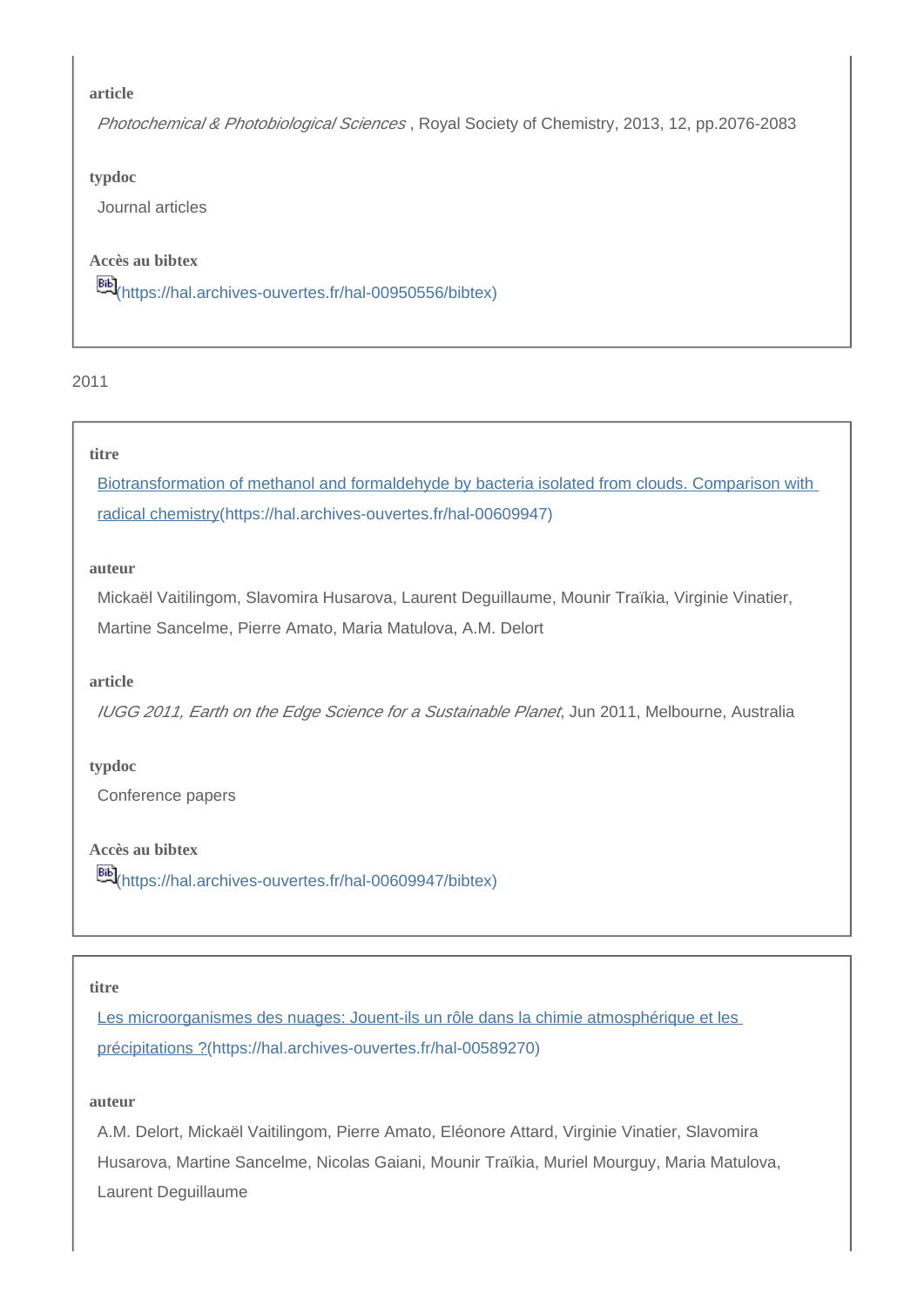**article**

*Photochemical & Photobiological Sciences* , Royal Society of Chemistry, 2013, 12, pp.2076-2083

**typdoc**

Journal articles

**Accès au bibtex**

[Bib](https://hal.archives-ouvertes.fr/hal-00950556/bibtex)(https://hal.archives-ouvertes.fr/hal-00950556/bibtex)

2011

**titre**

[Biotransformation of methanol and formaldehyde by bacteria isolated from clouds. Comparison with radical chemistry](https://hal.archives-ouvertes.fr/hal-00609947)(https://hal.archives-ouvertes.fr/hal-00609947)

**auteur**

Mickaël Vaitilingom, Slavomira Husarova, Laurent Deguillaume, Mounir Traïkia, Virginie Vinatier, Martine Sancelme, Pierre Amato, Maria Matulova, A.M. Delort

**article**

*IUGG 2011, Earth on the Edge Science for a Sustainable Planet*, Jun 2011, Melbourne, Australia

**typdoc**

Conference papers

**Accès au bibtex**

[Bib](https://hal.archives-ouvertes.fr/hal-00609947/bibtex)(https://hal.archives-ouvertes.fr/hal-00609947/bibtex)

**titre**

[Les microorganismes des nuages: Jouent-ils un rôle dans la chimie atmosphérique et les précipitations ?](https://hal.archives-ouvertes.fr/hal-00589270)(https://hal.archives-ouvertes.fr/hal-00589270)

**auteur**

A.M. Delort, Mickaël Vaitilingom, Pierre Amato, Eléonore Attard, Virginie Vinatier, Slavomira Husarova, Martine Sancelme, Nicolas Gaiani, Mounir Traïkia, Muriel Mourguy, Maria Matulova, Laurent Deguillaume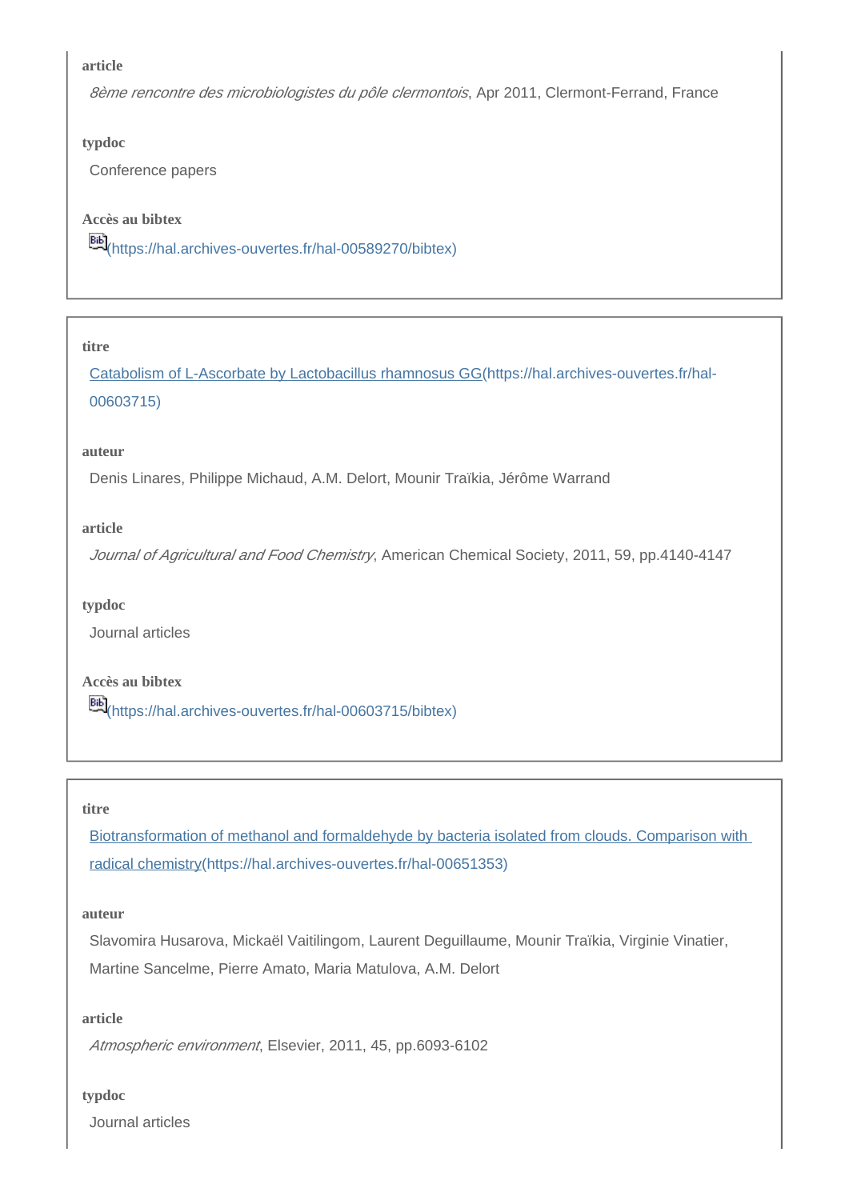**article**

*8ème rencontre des microbiologistes du pôle clermontois*, Apr 2011, Clermont-Ferrand, France

**typdoc**

Conference papers

**Accès au bibtex**

(https://hal.archives-ouvertes.fr/hal-00589270/bibtex)

---

**titre**

Catabolism of L-Ascorbate by Lactobacillus rhamnosus GG(https://hal.archives-ouvertes.fr/hal-00603715)

**auteur**

Denis Linares, Philippe Michaud, A.M. Delort, Mounir Traïkia, Jérôme Warrand

**article**

*Journal of Agricultural and Food Chemistry*, American Chemical Society, 2011, 59, pp.4140-4147

**typdoc**

Journal articles

**Accès au bibtex**

(https://hal.archives-ouvertes.fr/hal-00603715/bibtex)

---

**titre**

Biotransformation of methanol and formaldehyde by bacteria isolated from clouds. Comparison with radical chemistry(https://hal.archives-ouvertes.fr/hal-00651353)

**auteur**

Slavomira Husarova, Mickaël Vaitilingom, Laurent Deguillaume, Mounir Traïkia, Virginie Vinatier, Martine Sancelme, Pierre Amato, Maria Matulova, A.M. Delort

**article**

*Atmospheric environment*, Elsevier, 2011, 45, pp.6093-6102

**typdoc**

Journal articles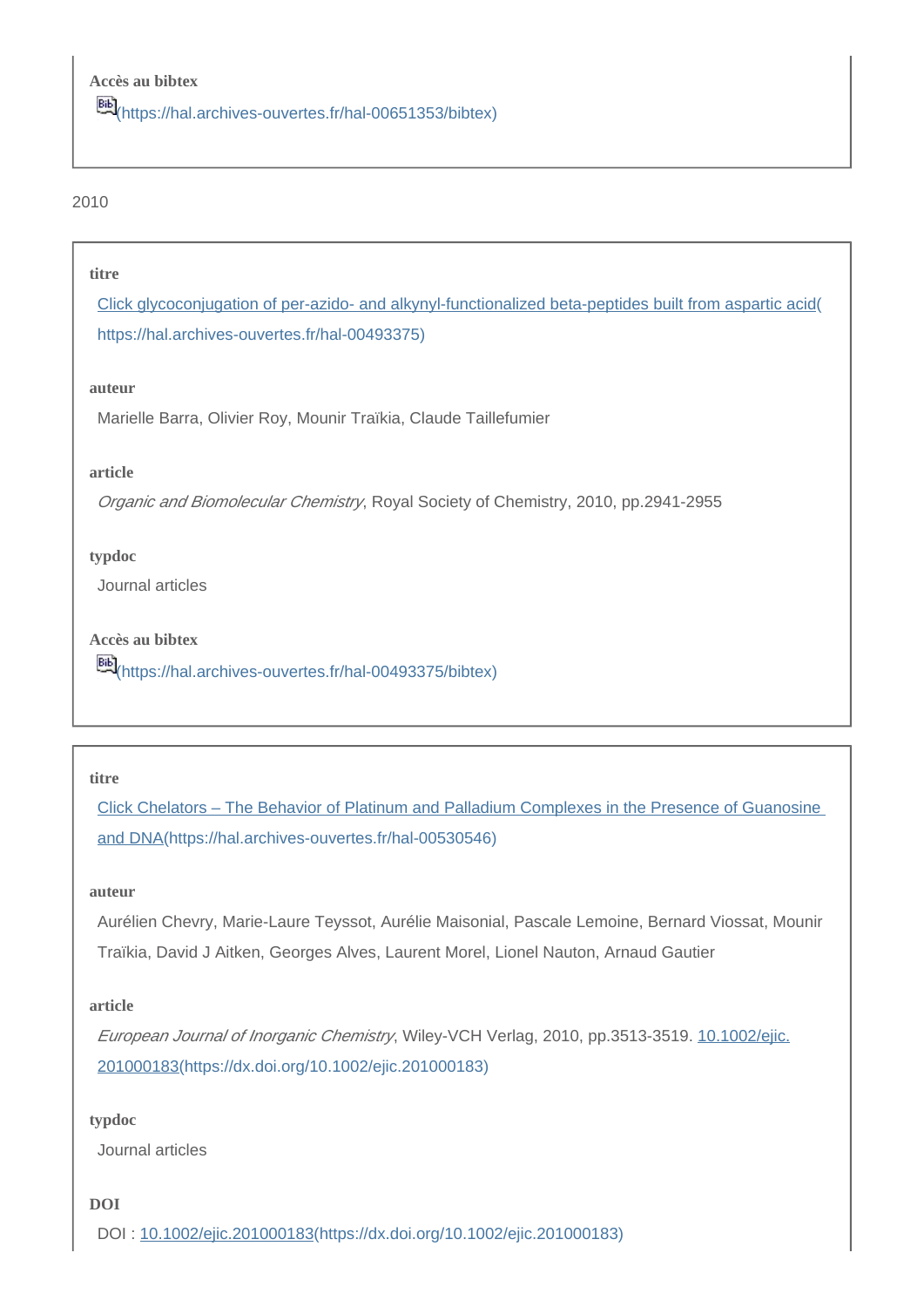**Accès au bibtex**

[(https://hal.archives-ouvertes.fr/hal-00651353/bibtex)](https://hal.archives-ouvertes.fr/hal-00651353/bibtex)

2010

**titre**

[Click glycoconjugation of per-azido- and alkynyl-functionalized beta-peptides built from aspartic acid](https://hal.archives-ouvertes.fr/hal-00493375)(https://hal.archives-ouvertes.fr/hal-00493375)

**auteur**

Marielle Barra, Olivier Roy, Mounir Traïkia, Claude Taillefumier

**article**

*Organic and Biomolecular Chemistry*, Royal Society of Chemistry, 2010, pp.2941-2955

**typdoc**

Journal articles

**Accès au bibtex**

[(https://hal.archives-ouvertes.fr/hal-00493375/bibtex)](https://hal.archives-ouvertes.fr/hal-00493375/bibtex)

**titre**

[Click Chelators – The Behavior of Platinum and Palladium Complexes in the Presence of Guanosine and DNA](https://hal.archives-ouvertes.fr/hal-00530546)(https://hal.archives-ouvertes.fr/hal-00530546)

**auteur**

Aurélien Chevry, Marie-Laure Teyssot, Aurélie Maisonial, Pascale Lemoine, Bernard Viossat, Mounir Traïkia, David J Aitken, Georges Alves, Laurent Morel, Lionel Nauton, Arnaud Gautier

**article**

*European Journal of Inorganic Chemistry*, Wiley-VCH Verlag, 2010, pp.3513-3519. [10.1002/ejic.201000183](https://dx.doi.org/10.1002/ejic.201000183)(https://dx.doi.org/10.1002/ejic.201000183)

**typdoc**

Journal articles

**DOI**

DOI : [10.1002/ejic.201000183](https://dx.doi.org/10.1002/ejic.201000183)(https://dx.doi.org/10.1002/ejic.201000183)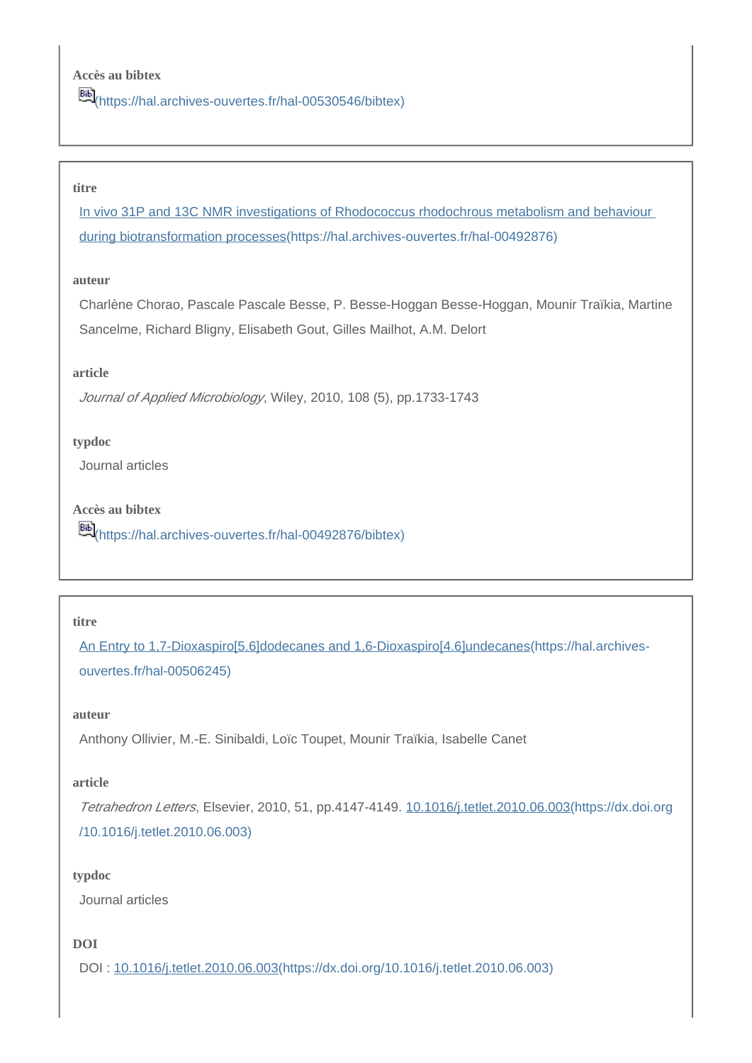**Accès au bibtex**

(https://hal.archives-ouvertes.fr/hal-00530546/bibtex)

---

**titre**

[In vivo 31P and 13C NMR investigations of Rhodococcus rhodochrous metabolism and behaviour during biotransformation processes](https://hal.archives-ouvertes.fr/hal-00492876)(https://hal.archives-ouvertes.fr/hal-00492876)

**auteur**

Charlène Chorao, Pascale Pascale Besse, P. Besse-Hoggan Besse-Hoggan, Mounir Traïkia, Martine Sancelme, Richard Bligny, Elisabeth Gout, Gilles Mailhot, A.M. Delort

**article**

*Journal of Applied Microbiology*, Wiley, 2010, 108 (5), pp.1733-1743

**typdoc**

Journal articles

**Accès au bibtex**

(https://hal.archives-ouvertes.fr/hal-00492876/bibtex)

---

**titre**

[An Entry to 1,7-Dioxaspiro[5.6]dodecanes and 1,6-Dioxaspiro[4.6]undecanes](https://hal.archives-ouvertes.fr/hal-00506245)(https://hal.archives-ouvertes.fr/hal-00506245)

**auteur**

Anthony Ollivier, M.-E. Sinibaldi, Loïc Toupet, Mounir Traïkia, Isabelle Canet

**article**

*Tetrahedron Letters*, Elsevier, 2010, 51, pp.4147-4149. [10.1016/j.tetlet.2010.06.003](https://dx.doi.org/10.1016/j.tetlet.2010.06.003)(https://dx.doi.org/10.1016/j.tetlet.2010.06.003)

**typdoc**

Journal articles

**DOI**

DOI : [10.1016/j.tetlet.2010.06.003](https://dx.doi.org/10.1016/j.tetlet.2010.06.003)(https://dx.doi.org/10.1016/j.tetlet.2010.06.003)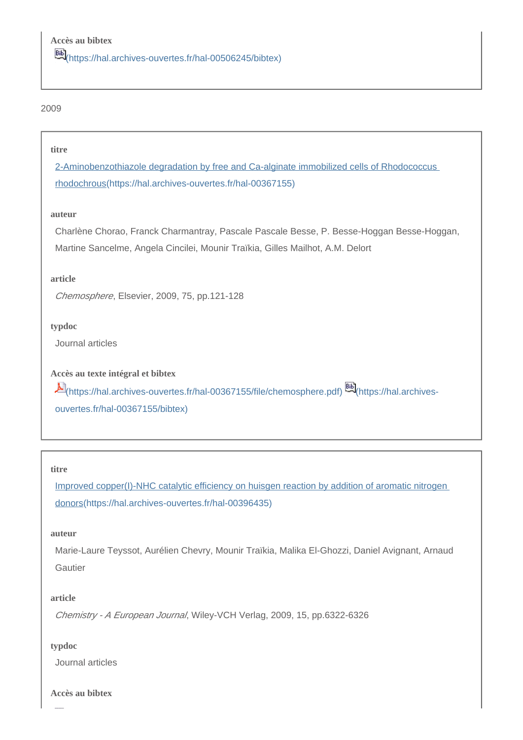**Accès au bibtex**

(https://hal.archives-ouvertes.fr/hal-00506245/bibtex)

2009

**titre**

[2-Aminobenzothiazole degradation by free and Ca-alginate immobilized cells of Rhodococcus rhodochrous](https://hal.archives-ouvertes.fr/hal-00367155)(https://hal.archives-ouvertes.fr/hal-00367155)

**auteur**

Charlène Chorao, Franck Charmantray, Pascale Pascale Besse, P. Besse-Hoggan Besse-Hoggan, Martine Sancelme, Angela Cincilei, Mounir Traïkia, Gilles Mailhot, A.M. Delort

**article**

*Chemosphere*, Elsevier, 2009, 75, pp.121-128

**typdoc**

Journal articles

**Accès au texte intégral et bibtex**

(https://hal.archives-ouvertes.fr/hal-00367155/file/chemosphere.pdf) (https://hal.archives-ouvertes.fr/hal-00367155/bibtex)

**titre**

[Improved copper(I)-NHC catalytic efficiency on huisgen reaction by addition of aromatic nitrogen donors](https://hal.archives-ouvertes.fr/hal-00396435)(https://hal.archives-ouvertes.fr/hal-00396435)

**auteur**

Marie-Laure Teyssot, Aurélien Chevry, Mounir Traïkia, Malika El-Ghozzi, Daniel Avignant, Arnaud Gautier

**article**

*Chemistry - A European Journal*, Wiley-VCH Verlag, 2009, 15, pp.6322-6326

**typdoc**

Journal articles

**Accès au bibtex**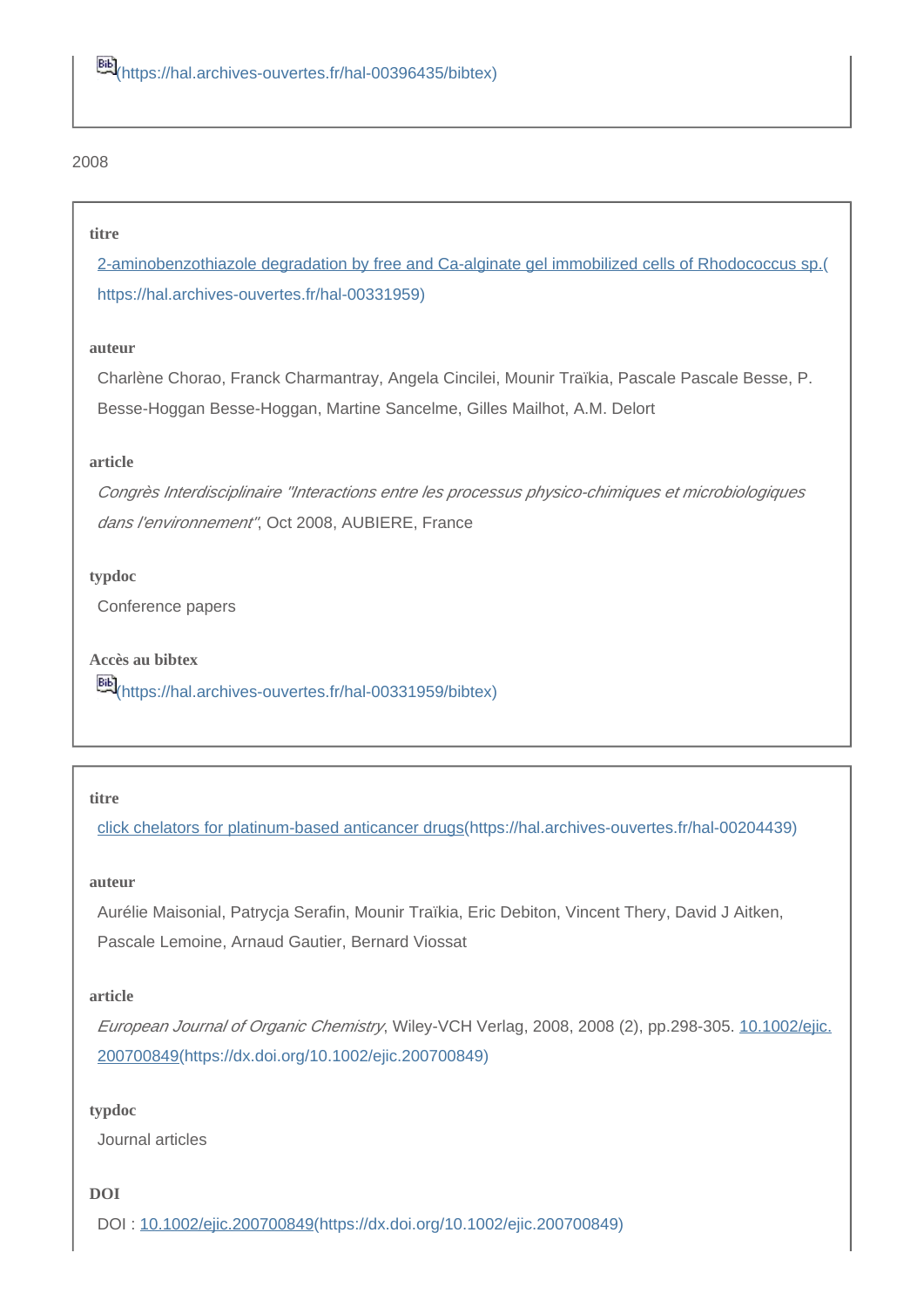Bib(https://hal.archives-ouvertes.fr/hal-00396435/bibtex)

2008

**titre**

[2-aminobenzothiazole degradation by free and Ca-alginate gel immobilized cells of Rhodococcus sp.](https://hal.archives-ouvertes.fr/hal-00331959)(https://hal.archives-ouvertes.fr/hal-00331959)

**auteur**

Charlène Chorao, Franck Charmantray, Angela Cincilei, Mounir Traïkia, Pascale Pascale Besse, P. Besse-Hoggan Besse-Hoggan, Martine Sancelme, Gilles Mailhot, A.M. Delort

**article**

*Congrès Interdisciplinaire "Interactions entre les processus physico-chimiques et microbiologiques dans l'environnement"*, Oct 2008, AUBIERE, France

**typdoc**

Conference papers

**Accès au bibtex**

Bib(https://hal.archives-ouvertes.fr/hal-00331959/bibtex)

**titre**

[click chelators for platinum-based anticancer drugs](https://hal.archives-ouvertes.fr/hal-00204439)(https://hal.archives-ouvertes.fr/hal-00204439)

**auteur**

Aurélie Maisonial, Patrycja Serafin, Mounir Traïkia, Eric Debiton, Vincent Thery, David J Aitken, Pascale Lemoine, Arnaud Gautier, Bernard Viossat

**article**

*European Journal of Organic Chemistry*, Wiley-VCH Verlag, 2008, 2008 (2), pp.298-305. [10.1002/ejic.200700849](https://dx.doi.org/10.1002/ejic.200700849)(https://dx.doi.org/10.1002/ejic.200700849)

**typdoc**

Journal articles

**DOI**

DOI : [10.1002/ejic.200700849](https://dx.doi.org/10.1002/ejic.200700849)(https://dx.doi.org/10.1002/ejic.200700849)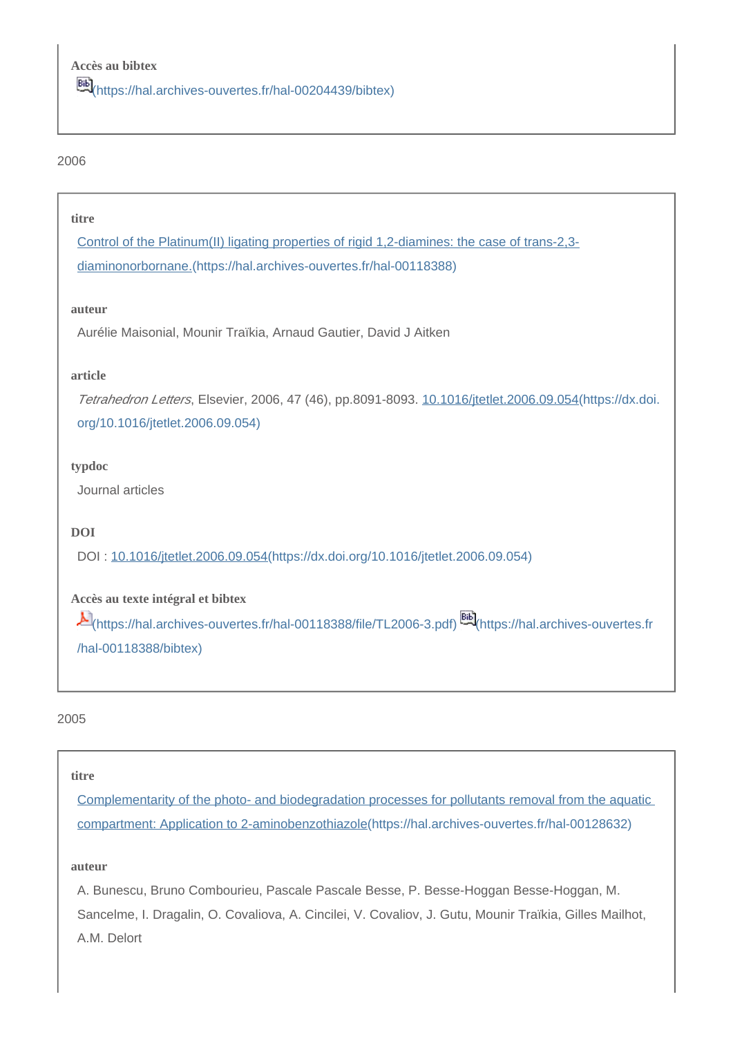**Accès au bibtex**

(https://hal.archives-ouvertes.fr/hal-00204439/bibtex)

2006

**titre**

Control of the Platinum(II) ligating properties of rigid 1,2-diamines: the case of trans-2,3-diaminonorbornane.(https://hal.archives-ouvertes.fr/hal-00118388)

**auteur**

Aurélie Maisonial, Mounir Traïkia, Arnaud Gautier, David J Aitken

**article**

*Tetrahedron Letters*, Elsevier, 2006, 47 (46), pp.8091-8093. 10.1016/jtetlet.2006.09.054(https://dx.doi.org/10.1016/jtetlet.2006.09.054)

**typdoc**

Journal articles

**DOI**

DOI : 10.1016/jtetlet.2006.09.054(https://dx.doi.org/10.1016/jtetlet.2006.09.054)

**Accès au texte intégral et bibtex**

(https://hal.archives-ouvertes.fr/hal-00118388/file/TL2006-3.pdf) (https://hal.archives-ouvertes.fr/hal-00118388/bibtex)

2005

**titre**

Complementarity of the photo- and biodegradation processes for pollutants removal from the aquatic compartment: Application to 2-aminobenzothiazole(https://hal.archives-ouvertes.fr/hal-00128632)

**auteur**

A. Bunescu, Bruno Combourieu, Pascale Pascale Besse, P. Besse-Hoggan Besse-Hoggan, M. Sancelme, I. Dragalin, O. Covaliova, A. Cincilei, V. Covaliov, J. Gutu, Mounir Traïkia, Gilles Mailhot, A.M. Delort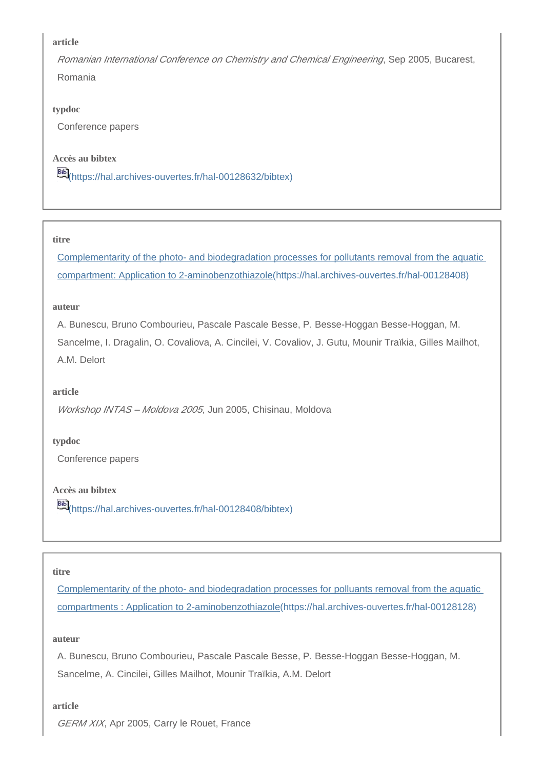**article**

*Romanian International Conference on Chemistry and Chemical Engineering*, Sep 2005, Bucarest, Romania

**typdoc**

Conference papers

**Accès au bibtex**

(https://hal.archives-ouvertes.fr/hal-00128632/bibtex)

---

**titre**

[Complementarity of the photo- and biodegradation processes for pollutants removal from the aquatic compartment: Application to 2-aminobenzothiazole](https://hal.archives-ouvertes.fr/hal-00128408)(https://hal.archives-ouvertes.fr/hal-00128408)

**auteur**

A. Bunescu, Bruno Combourieu, Pascale Pascale Besse, P. Besse-Hoggan Besse-Hoggan, M. Sancelme, I. Dragalin, O. Covaliova, A. Cincilei, V. Covaliov, J. Gutu, Mounir Traïkia, Gilles Mailhot, A.M. Delort

**article**

*Workshop INTAS – Moldova 2005*, Jun 2005, Chisinau, Moldova

**typdoc**

Conference papers

**Accès au bibtex**

(https://hal.archives-ouvertes.fr/hal-00128408/bibtex)

---

**titre**

[Complementarity of the photo- and biodegradation processes for polluants removal from the aquatic compartments : Application to 2-aminobenzothiazole](https://hal.archives-ouvertes.fr/hal-00128128)(https://hal.archives-ouvertes.fr/hal-00128128)

**auteur**

A. Bunescu, Bruno Combourieu, Pascale Pascale Besse, P. Besse-Hoggan Besse-Hoggan, M. Sancelme, A. Cincilei, Gilles Mailhot, Mounir Traïkia, A.M. Delort

**article**

*GERM XIX*, Apr 2005, Carry le Rouet, France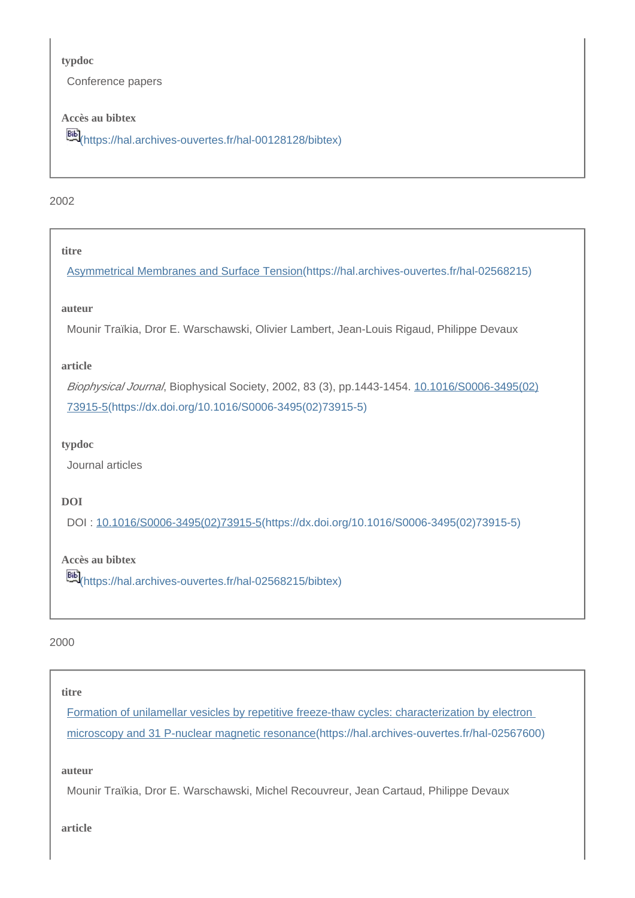**typdoc**

Conference papers

**Accès au bibtex**

(https://hal.archives-ouvertes.fr/hal-00128128/bibtex)

2002

**titre**

[Asymmetrical Membranes and Surface Tension](https://hal.archives-ouvertes.fr/hal-02568215)(https://hal.archives-ouvertes.fr/hal-02568215)

**auteur**

Mounir Traïkia, Dror E. Warschawski, Olivier Lambert, Jean-Louis Rigaud, Philippe Devaux

**article**

*Biophysical Journal*, Biophysical Society, 2002, 83 (3), pp.1443-1454. [10.1016/S0006-3495(02)73915-5](https://dx.doi.org/10.1016/S0006-3495(02)73915-5)(https://dx.doi.org/10.1016/S0006-3495(02)73915-5)

**typdoc**

Journal articles

**DOI**

DOI : [10.1016/S0006-3495(02)73915-5](https://dx.doi.org/10.1016/S0006-3495(02)73915-5)(https://dx.doi.org/10.1016/S0006-3495(02)73915-5)

**Accès au bibtex**

(https://hal.archives-ouvertes.fr/hal-02568215/bibtex)

2000

**titre**

[Formation of unilamellar vesicles by repetitive freeze-thaw cycles: characterization by electron microscopy and 31 P-nuclear magnetic resonance](https://hal.archives-ouvertes.fr/hal-02567600)(https://hal.archives-ouvertes.fr/hal-02567600)

**auteur**

Mounir Traïkia, Dror E. Warschawski, Michel Recouvreur, Jean Cartaud, Philippe Devaux

**article**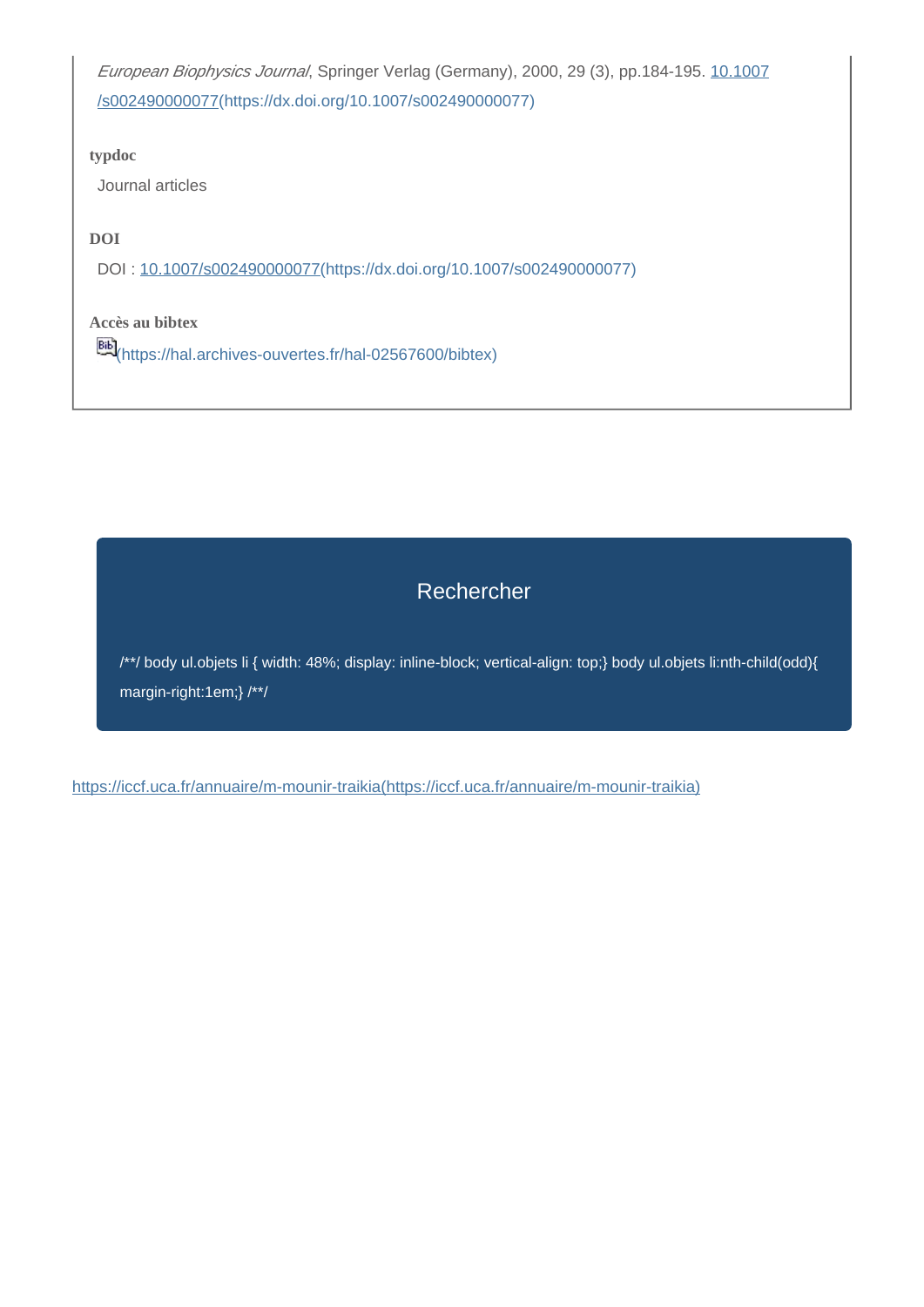*European Biophysics Journal*, Springer Verlag (Germany), 2000, 29 (3), pp.184-195. 10.1007/s002490000077(https://dx.doi.org/10.1007/s002490000077)

**typdoc**

Journal articles

**DOI**

DOI : 10.1007/s002490000077(https://dx.doi.org/10.1007/s002490000077)

**Accès au bibtex**

(https://hal.archives-ouvertes.fr/hal-02567600/bibtex)

## Rechercher

/**/ body ul.objets li { width: 48%; display: inline-block; vertical-align: top;} body ul.objets li:nth-child(odd){ margin-right:1em;} /**/

https://iccf.uca.fr/annuaire/m-mounir-traikia(https://iccf.uca.fr/annuaire/m-mounir-traikia)